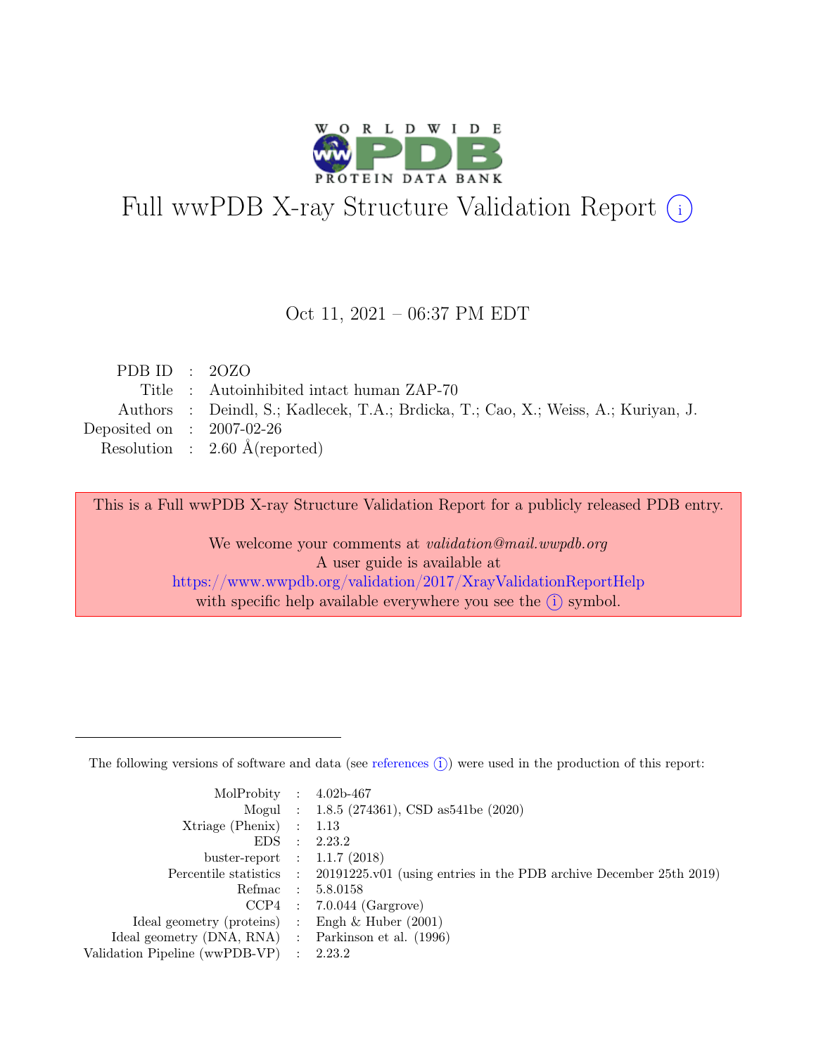# Full wwPDB X-ray Structure Validation Report ⓘ

Oct 11, 2021 – 06:37 PM EDT

| | | |
|---|---|---|
| PDB ID | : | 2OZO |
| Title | : | Autoinhibited intact human ZAP-70 |
| Authors | : | Deindl, S.; Kadlecek, T.A.; Brdicka, T.; Cao, X.; Weiss, A.; Kuriyan, J. |
| Deposited on | : | 2007-02-26 |
| Resolution | : | 2.60 Å(reported) |

This is a Full wwPDB X-ray Structure Validation Report for a publicly released PDB entry.

We welcome your comments at *validation@mail.wwpdb.org*
A user guide is available at
https://www.wwpdb.org/validation/2017/XrayValidationReportHelp
with specific help available everywhere you see the ⓘ symbol.

---

The following versions of software and data (see references ⓘ) were used in the production of this report:

| | | |
|---|---|---|
| MolProbity | : | 4.02b-467 |
| Mogul | : | 1.8.5 (274361), CSD as541be (2020) |
| Xtriage (Phenix) | : | 1.13 |
| EDS | : | 2.23.2 |
| buster-report | : | 1.1.7 (2018) |
| Percentile statistics | : | 20191225.v01 (using entries in the PDB archive December 25th 2019) |
| Refmac | : | 5.8.0158 |
| CCP4 | : | 7.0.044 (Gargrove) |
| Ideal geometry (proteins) | : | Engh & Huber (2001) |
| Ideal geometry (DNA, RNA) | : | Parkinson et al. (1996) |
| Validation Pipeline (wwPDB-VP) | : | 2.23.2 |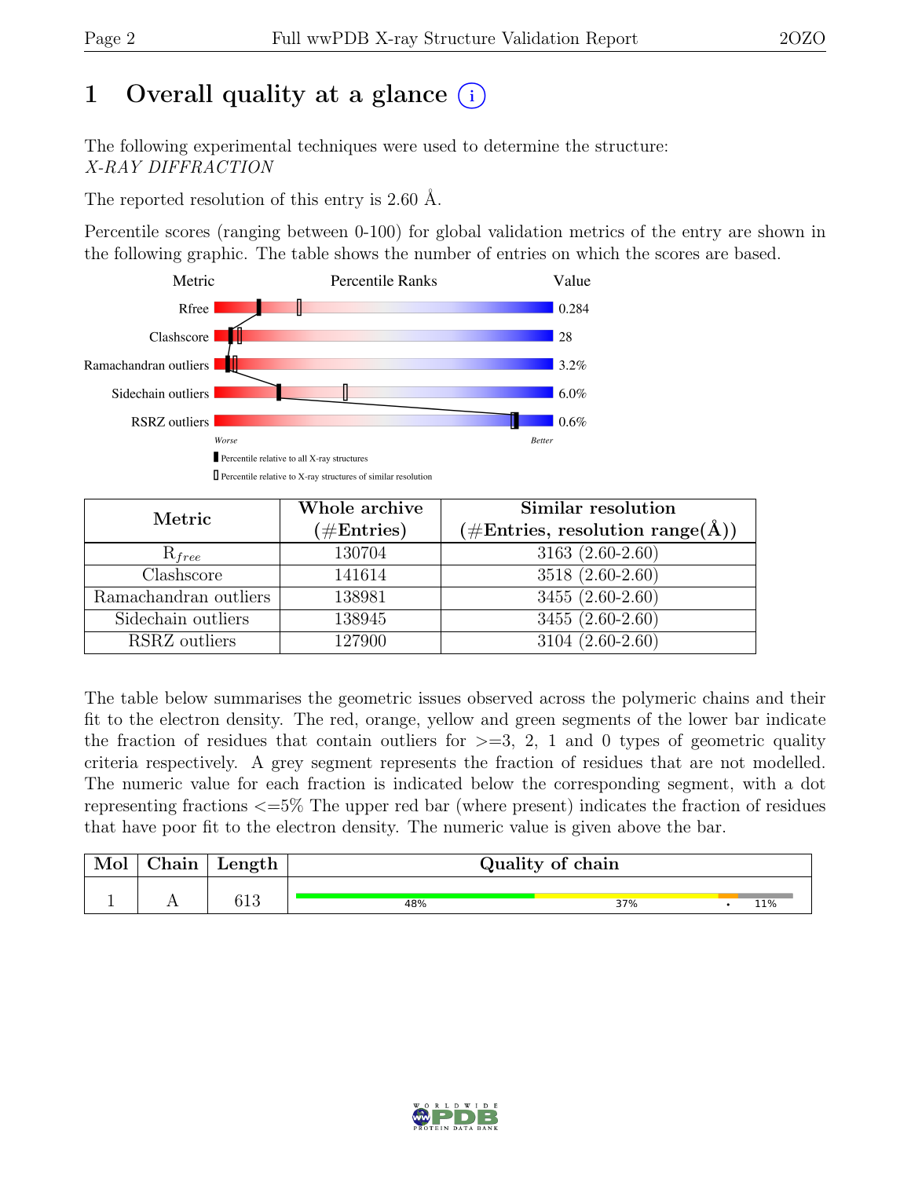# 1 Overall quality at a glance (i)

The following experimental techniques were used to determine the structure:
*X-RAY DIFFRACTION*

The reported resolution of this entry is 2.60 Å.

Percentile scores (ranging between 0-100) for global validation metrics of the entry are shown in the following graphic. The table shows the number of entries on which the scores are based.

| Metric | Value |
|---|---|
| Rfree | 0.284 |
| Clashscore | 28 |
| Ramachandran outliers | 3.2% |
| Sidechain outliers | 6.0% |
| RSRZ outliers | 0.6% |

Worse — Better

▮ Percentile relative to all X-ray structures
▯ Percentile relative to X-ray structures of similar resolution

| Metric | Whole archive (#Entries) | Similar resolution (#Entries, resolution range(Å)) |
|---|---|---|
| $R_{free}$ | 130704 | 3163 (2.60-2.60) |
| Clashscore | 141614 | 3518 (2.60-2.60) |
| Ramachandran outliers | 138981 | 3455 (2.60-2.60) |
| Sidechain outliers | 138945 | 3455 (2.60-2.60) |
| RSRZ outliers | 127900 | 3104 (2.60-2.60) |

The table below summarises the geometric issues observed across the polymeric chains and their fit to the electron density. The red, orange, yellow and green segments of the lower bar indicate the fraction of residues that contain outliers for >=3, 2, 1 and 0 types of geometric quality criteria respectively. A grey segment represents the fraction of residues that are not modelled. The numeric value for each fraction is indicated below the corresponding segment, with a dot representing fractions <=5% The upper red bar (where present) indicates the fraction of residues that have poor fit to the electron density. The numeric value is given above the bar.

| Mol | Chain | Length | Quality of chain |
|---|---|---|---|
| 1 | A | 613 | 48% · 37% · • · 11% |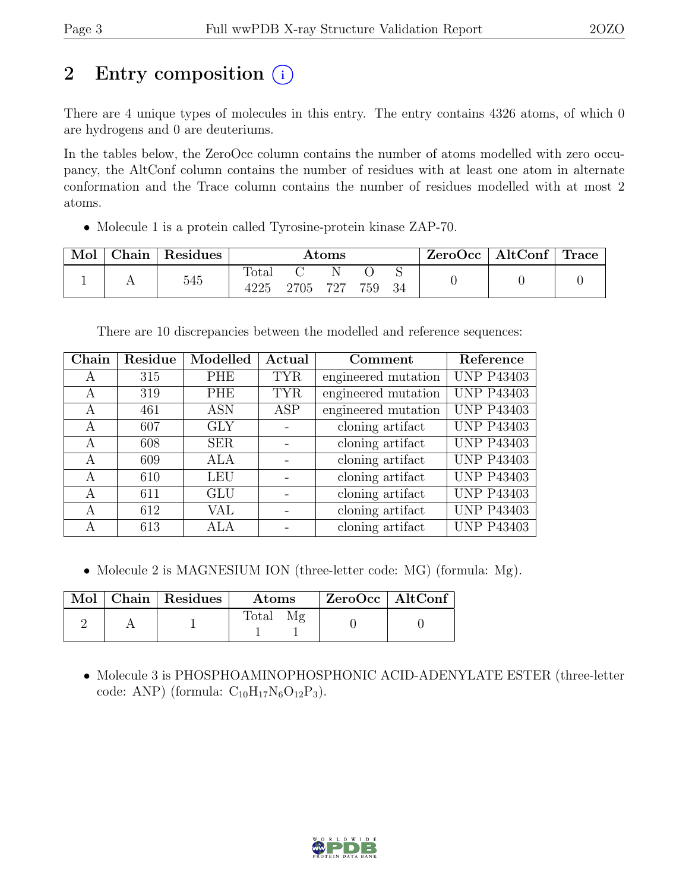# 2 Entry composition (i)

There are 4 unique types of molecules in this entry. The entry contains 4326 atoms, of which 0 are hydrogens and 0 are deuteriums.

In the tables below, the ZeroOcc column contains the number of atoms modelled with zero occupancy, the AltConf column contains the number of residues with at least one atom in alternate conformation and the Trace column contains the number of residues modelled with at most 2 atoms.

- Molecule 1 is a protein called Tyrosine-protein kinase ZAP-70.

| Mol | Chain | Residues | Atoms | | | | | ZeroOcc | AltConf | Trace |
|---|---|---|---|---|---|---|---|---|---|---|
| | | | Total | C | N | O | S | | | |
| 1 | A | 545 | 4225 | 2705 | 727 | 759 | 34 | 0 | 0 | 0 |

There are 10 discrepancies between the modelled and reference sequences:

| Chain | Residue | Modelled | Actual | Comment | Reference |
|---|---|---|---|---|---|
| A | 315 | PHE | TYR | engineered mutation | UNP P43403 |
| A | 319 | PHE | TYR | engineered mutation | UNP P43403 |
| A | 461 | ASN | ASP | engineered mutation | UNP P43403 |
| A | 607 | GLY | - | cloning artifact | UNP P43403 |
| A | 608 | SER | - | cloning artifact | UNP P43403 |
| A | 609 | ALA | - | cloning artifact | UNP P43403 |
| A | 610 | LEU | - | cloning artifact | UNP P43403 |
| A | 611 | GLU | - | cloning artifact | UNP P43403 |
| A | 612 | VAL | - | cloning artifact | UNP P43403 |
| A | 613 | ALA | - | cloning artifact | UNP P43403 |

- Molecule 2 is MAGNESIUM ION (three-letter code: MG) (formula: Mg).

| Mol | Chain | Residues | Atoms | | ZeroOcc | AltConf |
|---|---|---|---|---|---|---|
| | | | Total | Mg | | |
| 2 | A | 1 | 1 | 1 | 0 | 0 |

- Molecule 3 is PHOSPHOAMINOPHOSPHONIC ACID-ADENYLATE ESTER (three-letter code: ANP) (formula: $C_{10}H_{17}N_6O_{12}P_3$).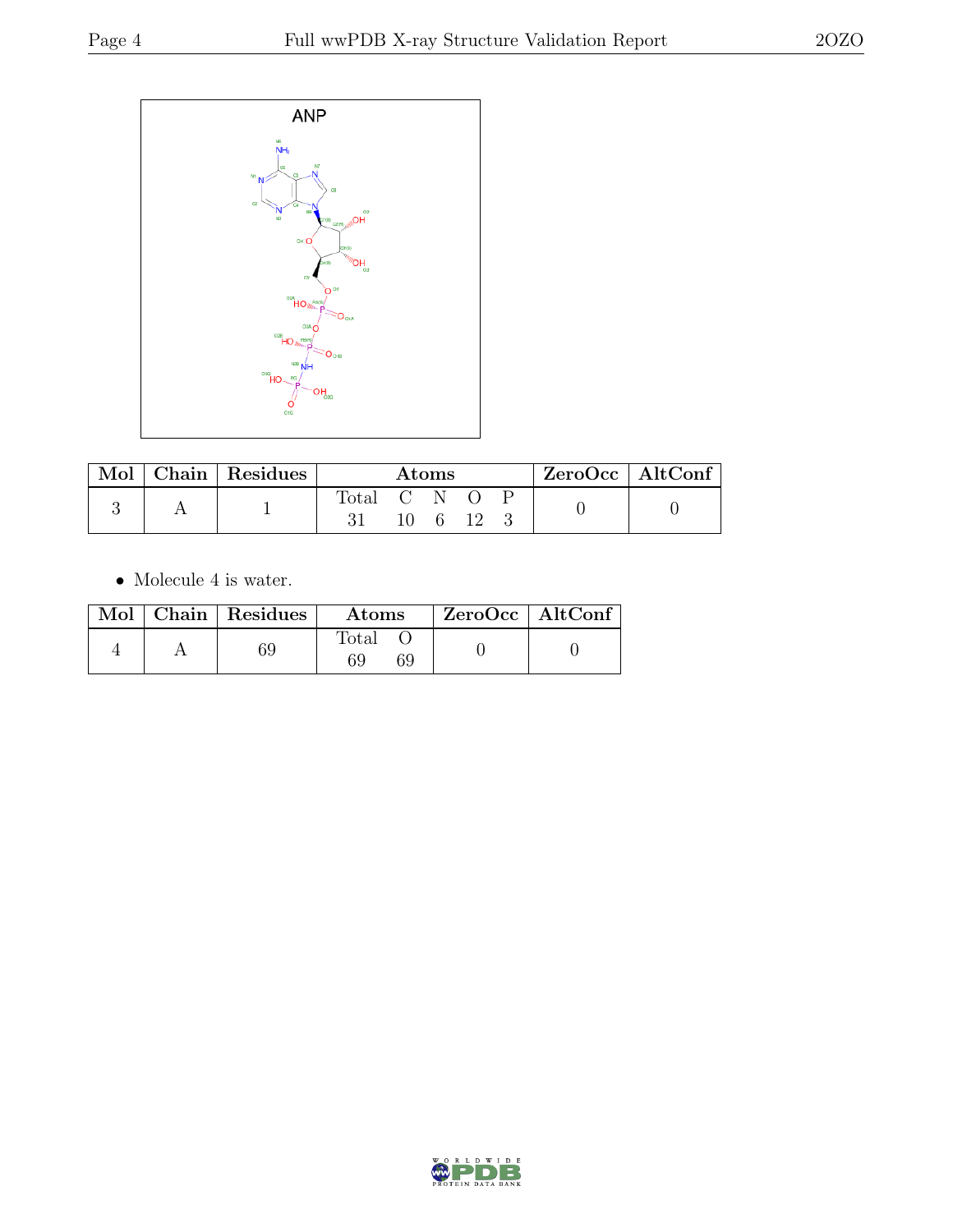| Mol | Chain | Residues | Atoms | | | | | ZeroOcc | AltConf |
|---|---|---|---|---|---|---|---|---|---|
| 3 | A | 1 | Total | C | N | O | P | 0 | 0 |
| | | | 31 | 10 | 6 | 12 | 3 | | |

- Molecule 4 is water.

| Mol | Chain | Residues | Atoms | | ZeroOcc | AltConf |
|---|---|---|---|---|---|---|
| 4 | A | 69 | Total | O | 0 | 0 |
| | | | 69 | 69 | | |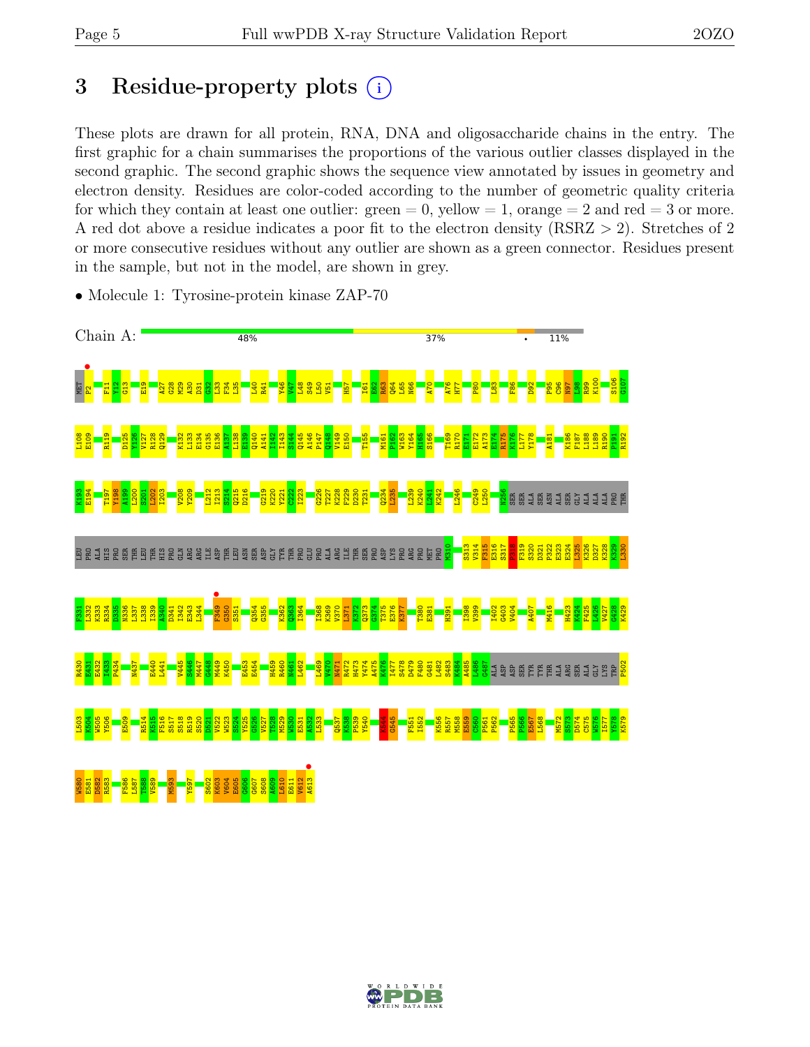# 3 Residue-property plots

These plots are drawn for all protein, RNA, DNA and oligosaccharide chains in the entry. The first graphic for a chain summarises the proportions of the various outlier classes displayed in the second graphic. The second graphic shows the sequence view annotated by issues in geometry and electron density. Residues are color-coded according to the number of geometric quality criteria for which they contain at least one outlier: green = 0, yellow = 1, orange = 2 and red = 3 or more. A red dot above a residue indicates a poor fit to the electron density (RSRZ > 2). Stretches of 2 or more consecutive residues without any outlier are shown as a green connector. Residues present in the sample, but not in the model, are shown in grey.

- Molecule 1: Tyrosine-protein kinase ZAP-70

Chain A: 48% 37% • 11%

MET P2 F11 Y12 G13 E19 A27 G28 M29 A30 D31 G32 L33 F34 L35 L40 R41 Y46 V47 L48 S49 L50 V51 H57 I61 E62 R63 Q64 L65 N66 A70 A76 H77 P80 L83 F86 D92 P95 C96 N97 L98 R99 K100 S106 G107

L108 E109 R119 D125 Y126 V127 R128 Q129 K132 L133 E134 G135 E136 A137 L138 E139 Q140 A141 I142 I143 S144 Q145 A146 P147 Q148 V149 E150 T155 M161 P162 W163 Y164 H165 S166 T169 R170 E171 E172 A173 E174 R175 K176 L177 Y178 A181 K186 F187 L188 L189 R190 P191 R192

K193 E194 T197 Y198 A199 L200 S201 L202 I203 V208 Y209 L212 I213 S214 Q215 D216 G219 K220 Y221 C222 I223 G226 T227 K228 F229 D230 T231 Q234 L235 L239 K240 L241 K242 L246 C249 L250 N256 SER SER ALA SER ASN ALA SER GLY ALA ALA ALA PRO THR

LEU PRO ALA HIS PRO SER THR LEU THR HIS PRO GLN ARG ARG ILE ASP THR LEU ASN SER ASP GLY TYR THR PRO GLU PRO ALA ARG ILE THR SER PRO ASP LYS PRO ARG PRO MET PRO M310 S313 V314 F315 E316 S317 P318 F319 S320 D321 P322 E323 E324 L325 K326 D327 K328 K329 L330

F331 L332 K333 R334 D335 N336 L337 L338 I339 A340 D341 I342 E343 L344 F349 G350 S351 Q354 G355 K362 Q363 I364 I368 K369 V370 L371 K372 Q373 G374 T375 E376 K377 T380 E381 H391 I398 V399 I402 G403 V404 A407 M416 H423 K424 F425 L426 V427 G428 K429

R430 E431 L432 L433 P434 N437 E440 L441 V445 S446 M447 G448 M449 K450 E453 E454 H459 R460 N461 L462 L469 V470 N471 R472 H473 Y474 A475 K476 I477 S478 D479 F480 G481 L482 S483 K484 A485 L486 G487 ALA ASP ASP SER TYR TYR THR ALA ARG SER ALA GLY LYS TRP P502

L503 K504 W505 Y506 E509 R514 K515 F516 S517 S518 R519 S520 D521 V522 W523 S524 Y525 G526 V527 T528 M529 W530 E531 A532 L533 Q537 K538 P539 Y540 K544 G545 F551 I552 K556 R557 M558 E559 C560 P561 P562 P565 P566 E567 L568 M572 S573 D574 C575 W576 I577 Y578 K579

W580 E581 D582 R583 F586 L587 T588 V589 M593 Y597 S602 K603 V604 E605 Q606 G607 S608 A609 L610 E611 V612 A613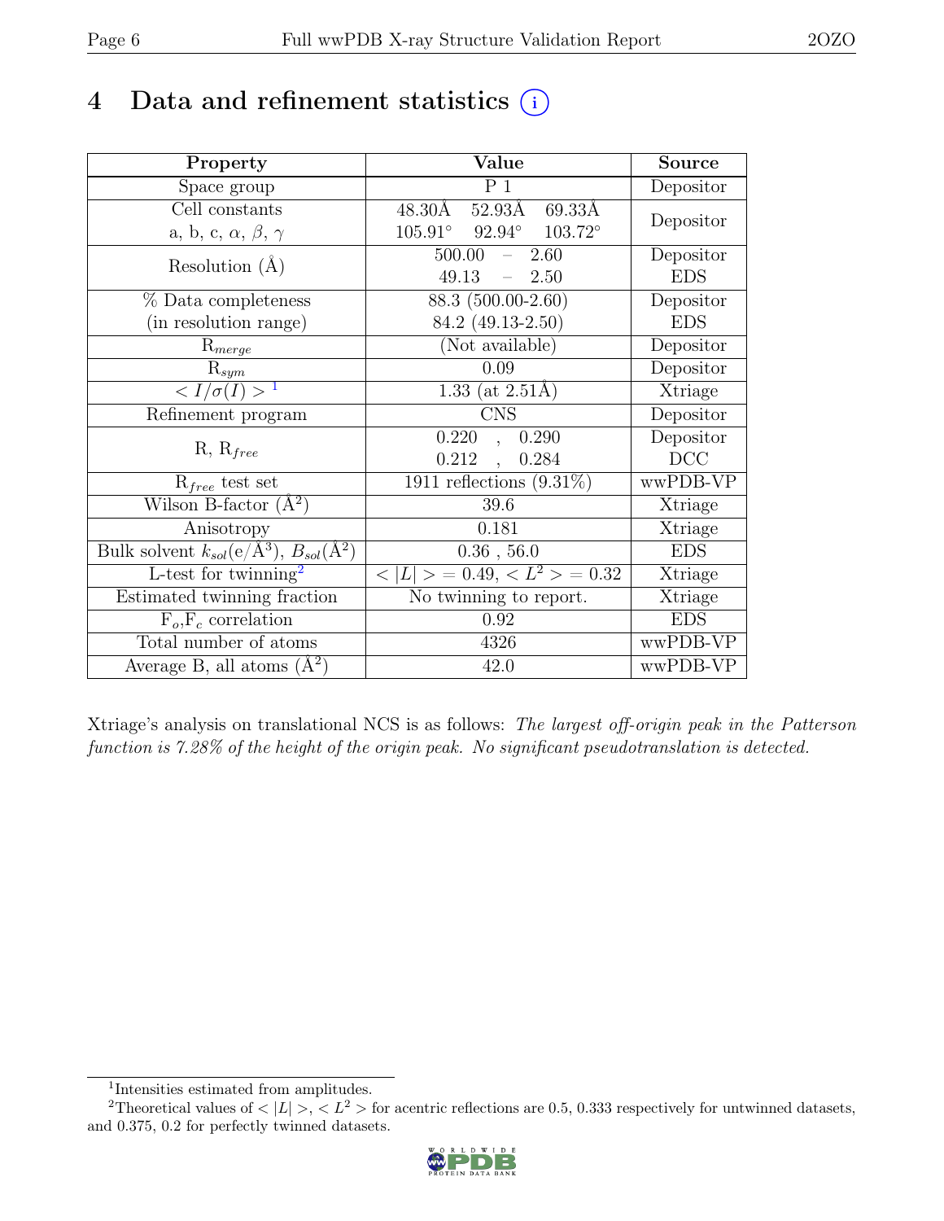# 4 Data and refinement statistics (i)

| Property | Value | Source |
|---|---|---|
| Space group | P 1 | Depositor |
| Cell constants<br>a, b, c, $\alpha$, $\beta$, $\gamma$ | 48.30Å 52.93Å 69.33Å<br>105.91° 92.94° 103.72° | Depositor |
| Resolution (Å) | 500.00 – 2.60<br>49.13 – 2.50 | Depositor<br>EDS |
| % Data completeness<br>(in resolution range) | 88.3 (500.00-2.60)<br>84.2 (49.13-2.50) | Depositor<br>EDS |
| $R_{merge}$ | (Not available) | Depositor |
| $R_{sym}$ | 0.09 | Depositor |
| $< I/\sigma(I) >$ [1] | 1.33 (at 2.51Å) | Xtriage |
| Refinement program | CNS | Depositor |
| R, $R_{free}$ | 0.220 , 0.290<br>0.212 , 0.284 | Depositor<br>DCC |
| $R_{free}$ test set | 1911 reflections (9.31%) | wwPDB-VP |
| Wilson B-factor (Å$^2$) | 39.6 | Xtriage |
| Anisotropy | 0.181 | Xtriage |
| Bulk solvent $k_{sol}$(e/Å$^3$), $B_{sol}$(Å$^2$) | 0.36 , 56.0 | EDS |
| L-test for twinning[2] | $< \|L\| >$ = 0.49, $< L^2 >$ = 0.32 | Xtriage |
| Estimated twinning fraction | No twinning to report. | Xtriage |
| $F_o$,$F_c$ correlation | 0.92 | EDS |
| Total number of atoms | 4326 | wwPDB-VP |
| Average B, all atoms (Å$^2$) | 42.0 | wwPDB-VP |

Xtriage's analysis on translational NCS is as follows: *The largest off-origin peak in the Patterson function is 7.28% of the height of the origin peak. No significant pseudotranslation is detected.*

[1] Intensities estimated from amplitudes.

[2] Theoretical values of $< |L| >$, $< L^2 >$ for acentric reflections are 0.5, 0.333 respectively for untwinned datasets, and 0.375, 0.2 for perfectly twinned datasets.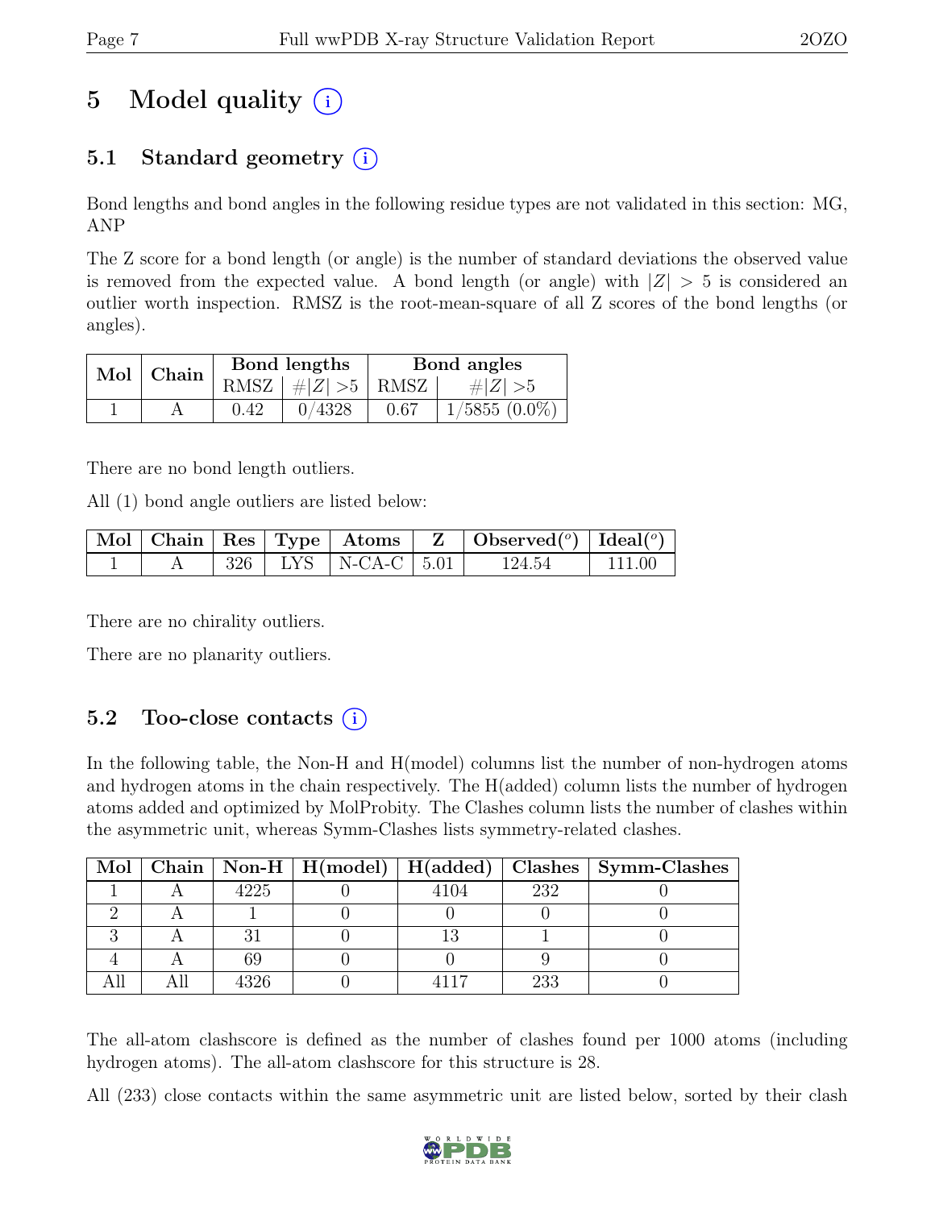# 5 Model quality (i)

## 5.1 Standard geometry (i)

Bond lengths and bond angles in the following residue types are not validated in this section: MG, ANP

The Z score for a bond length (or angle) is the number of standard deviations the observed value is removed from the expected value. A bond length (or angle) with $|Z| > 5$ is considered an outlier worth inspection. RMSZ is the root-mean-square of all Z scores of the bond lengths (or angles).

| Mol | Chain | Bond lengths | | Bond angles | |
|---|---|---|---|---|---|
| | | RMSZ | $\#|Z| > 5$ | RMSZ | $\#|Z| > 5$ |
| 1 | A | 0.42 | 0/4328 | 0.67 | 1/5855 (0.0%) |

There are no bond length outliers.

All (1) bond angle outliers are listed below:

| Mol | Chain | Res | Type | Atoms | Z | Observed($^o$) | Ideal($^o$) |
|---|---|---|---|---|---|---|---|
| 1 | A | 326 | LYS | N-CA-C | 5.01 | 124.54 | 111.00 |

There are no chirality outliers.

There are no planarity outliers.

## 5.2 Too-close contacts (i)

In the following table, the Non-H and H(model) columns list the number of non-hydrogen atoms and hydrogen atoms in the chain respectively. The H(added) column lists the number of hydrogen atoms added and optimized by MolProbity. The Clashes column lists the number of clashes within the asymmetric unit, whereas Symm-Clashes lists symmetry-related clashes.

| Mol | Chain | Non-H | H(model) | H(added) | Clashes | Symm-Clashes |
|---|---|---|---|---|---|---|
| 1 | A | 4225 | 0 | 4104 | 232 | 0 |
| 2 | A | 1 | 0 | 0 | 0 | 0 |
| 3 | A | 31 | 0 | 13 | 1 | 0 |
| 4 | A | 69 | 0 | 0 | 9 | 0 |
| All | All | 4326 | 0 | 4117 | 233 | 0 |

The all-atom clashscore is defined as the number of clashes found per 1000 atoms (including hydrogen atoms). The all-atom clashscore for this structure is 28.

All (233) close contacts within the same asymmetric unit are listed below, sorted by their clash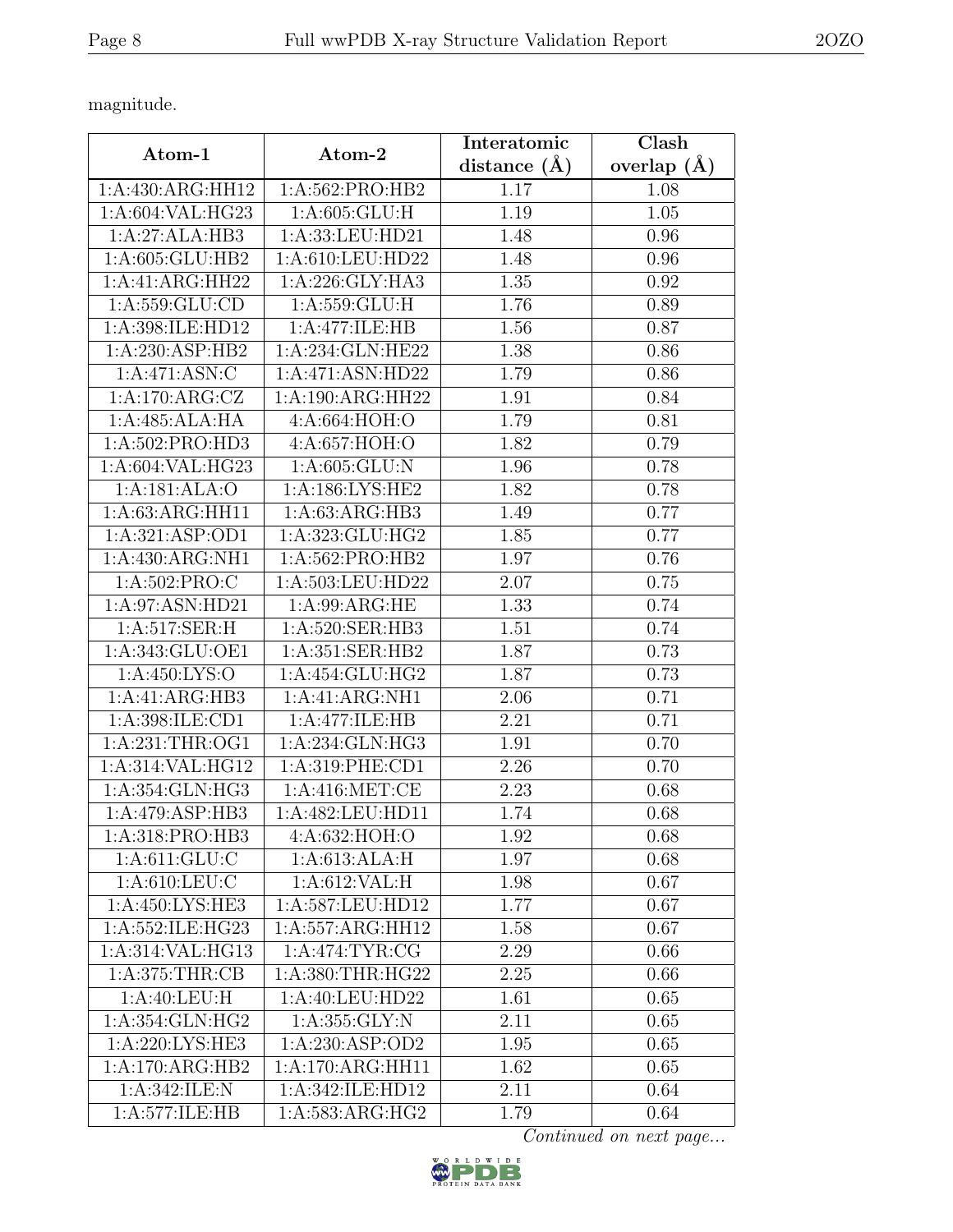magnitude.

| Atom-1 | Atom-2 | Interatomic distance (Å) | Clash overlap (Å) |
|---|---|---|---|
| 1:A:430:ARG:HH12 | 1:A:562:PRO:HB2 | 1.17 | 1.08 |
| 1:A:604:VAL:HG23 | 1:A:605:GLU:H | 1.19 | 1.05 |
| 1:A:27:ALA:HB3 | 1:A:33:LEU:HD21 | 1.48 | 0.96 |
| 1:A:605:GLU:HB2 | 1:A:610:LEU:HD22 | 1.48 | 0.96 |
| 1:A:41:ARG:HH22 | 1:A:226:GLY:HA3 | 1.35 | 0.92 |
| 1:A:559:GLU:CD | 1:A:559:GLU:H | 1.76 | 0.89 |
| 1:A:398:ILE:HD12 | 1:A:477:ILE:HB | 1.56 | 0.87 |
| 1:A:230:ASP:HB2 | 1:A:234:GLN:HE22 | 1.38 | 0.86 |
| 1:A:471:ASN:C | 1:A:471:ASN:HD22 | 1.79 | 0.86 |
| 1:A:170:ARG:CZ | 1:A:190:ARG:HH22 | 1.91 | 0.84 |
| 1:A:485:ALA:HA | 4:A:664:HOH:O | 1.79 | 0.81 |
| 1:A:502:PRO:HD3 | 4:A:657:HOH:O | 1.82 | 0.79 |
| 1:A:604:VAL:HG23 | 1:A:605:GLU:N | 1.96 | 0.78 |
| 1:A:181:ALA:O | 1:A:186:LYS:HE2 | 1.82 | 0.78 |
| 1:A:63:ARG:HH11 | 1:A:63:ARG:HB3 | 1.49 | 0.77 |
| 1:A:321:ASP:OD1 | 1:A:323:GLU:HG2 | 1.85 | 0.77 |
| 1:A:430:ARG:NH1 | 1:A:562:PRO:HB2 | 1.97 | 0.76 |
| 1:A:502:PRO:C | 1:A:503:LEU:HD22 | 2.07 | 0.75 |
| 1:A:97:ASN:HD21 | 1:A:99:ARG:HE | 1.33 | 0.74 |
| 1:A:517:SER:H | 1:A:520:SER:HB3 | 1.51 | 0.74 |
| 1:A:343:GLU:OE1 | 1:A:351:SER:HB2 | 1.87 | 0.73 |
| 1:A:450:LYS:O | 1:A:454:GLU:HG2 | 1.87 | 0.73 |
| 1:A:41:ARG:HB3 | 1:A:41:ARG:NH1 | 2.06 | 0.71 |
| 1:A:398:ILE:CD1 | 1:A:477:ILE:HB | 2.21 | 0.71 |
| 1:A:231:THR:OG1 | 1:A:234:GLN:HG3 | 1.91 | 0.70 |
| 1:A:314:VAL:HG12 | 1:A:319:PHE:CD1 | 2.26 | 0.70 |
| 1:A:354:GLN:HG3 | 1:A:416:MET:CE | 2.23 | 0.68 |
| 1:A:479:ASP:HB3 | 1:A:482:LEU:HD11 | 1.74 | 0.68 |
| 1:A:318:PRO:HB3 | 4:A:632:HOH:O | 1.92 | 0.68 |
| 1:A:611:GLU:C | 1:A:613:ALA:H | 1.97 | 0.68 |
| 1:A:610:LEU:C | 1:A:612:VAL:H | 1.98 | 0.67 |
| 1:A:450:LYS:HE3 | 1:A:587:LEU:HD12 | 1.77 | 0.67 |
| 1:A:552:ILE:HG23 | 1:A:557:ARG:HH12 | 1.58 | 0.67 |
| 1:A:314:VAL:HG13 | 1:A:474:TYR:CG | 2.29 | 0.66 |
| 1:A:375:THR:CB | 1:A:380:THR:HG22 | 2.25 | 0.66 |
| 1:A:40:LEU:H | 1:A:40:LEU:HD22 | 1.61 | 0.65 |
| 1:A:354:GLN:HG2 | 1:A:355:GLY:N | 2.11 | 0.65 |
| 1:A:220:LYS:HE3 | 1:A:230:ASP:OD2 | 1.95 | 0.65 |
| 1:A:170:ARG:HB2 | 1:A:170:ARG:HH11 | 1.62 | 0.65 |
| 1:A:342:ILE:N | 1:A:342:ILE:HD12 | 2.11 | 0.64 |
| 1:A:577:ILE:HB | 1:A:583:ARG:HG2 | 1.79 | 0.64 |

*Continued on next page...*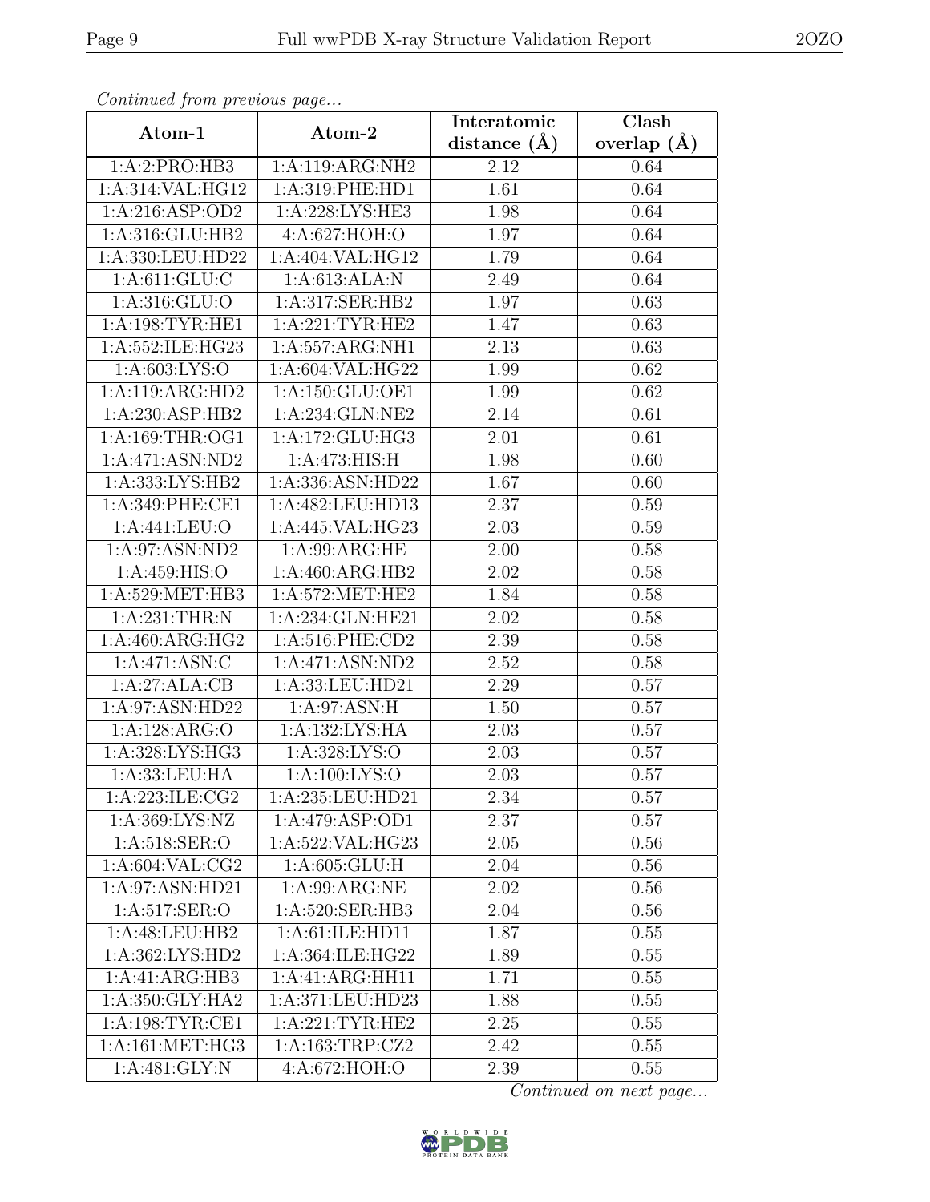*Continued from previous page...*

| Atom-1 | Atom-2 | Interatomic distance (Å) | Clash overlap (Å) |
| --- | --- | --- | --- |
| 1:A:2:PRO:HB3 | 1:A:119:ARG:NH2 | 2.12 | 0.64 |
| 1:A:314:VAL:HG12 | 1:A:319:PHE:HD1 | 1.61 | 0.64 |
| 1:A:216:ASP:OD2 | 1:A:228:LYS:HE3 | 1.98 | 0.64 |
| 1:A:316:GLU:HB2 | 4:A:627:HOH:O | 1.97 | 0.64 |
| 1:A:330:LEU:HD22 | 1:A:404:VAL:HG12 | 1.79 | 0.64 |
| 1:A:611:GLU:C | 1:A:613:ALA:N | 2.49 | 0.64 |
| 1:A:316:GLU:O | 1:A:317:SER:HB2 | 1.97 | 0.63 |
| 1:A:198:TYR:HE1 | 1:A:221:TYR:HE2 | 1.47 | 0.63 |
| 1:A:552:ILE:HG23 | 1:A:557:ARG:NH1 | 2.13 | 0.63 |
| 1:A:603:LYS:O | 1:A:604:VAL:HG22 | 1.99 | 0.62 |
| 1:A:119:ARG:HD2 | 1:A:150:GLU:OE1 | 1.99 | 0.62 |
| 1:A:230:ASP:HB2 | 1:A:234:GLN:NE2 | 2.14 | 0.61 |
| 1:A:169:THR:OG1 | 1:A:172:GLU:HG3 | 2.01 | 0.61 |
| 1:A:471:ASN:ND2 | 1:A:473:HIS:H | 1.98 | 0.60 |
| 1:A:333:LYS:HB2 | 1:A:336:ASN:HD22 | 1.67 | 0.60 |
| 1:A:349:PHE:CE1 | 1:A:482:LEU:HD13 | 2.37 | 0.59 |
| 1:A:441:LEU:O | 1:A:445:VAL:HG23 | 2.03 | 0.59 |
| 1:A:97:ASN:ND2 | 1:A:99:ARG:HE | 2.00 | 0.58 |
| 1:A:459:HIS:O | 1:A:460:ARG:HB2 | 2.02 | 0.58 |
| 1:A:529:MET:HB3 | 1:A:572:MET:HE2 | 1.84 | 0.58 |
| 1:A:231:THR:N | 1:A:234:GLN:HE21 | 2.02 | 0.58 |
| 1:A:460:ARG:HG2 | 1:A:516:PHE:CD2 | 2.39 | 0.58 |
| 1:A:471:ASN:C | 1:A:471:ASN:ND2 | 2.52 | 0.58 |
| 1:A:27:ALA:CB | 1:A:33:LEU:HD21 | 2.29 | 0.57 |
| 1:A:97:ASN:HD22 | 1:A:97:ASN:H | 1.50 | 0.57 |
| 1:A:128:ARG:O | 1:A:132:LYS:HA | 2.03 | 0.57 |
| 1:A:328:LYS:HG3 | 1:A:328:LYS:O | 2.03 | 0.57 |
| 1:A:33:LEU:HA | 1:A:100:LYS:O | 2.03 | 0.57 |
| 1:A:223:ILE:CG2 | 1:A:235:LEU:HD21 | 2.34 | 0.57 |
| 1:A:369:LYS:NZ | 1:A:479:ASP:OD1 | 2.37 | 0.57 |
| 1:A:518:SER:O | 1:A:522:VAL:HG23 | 2.05 | 0.56 |
| 1:A:604:VAL:CG2 | 1:A:605:GLU:H | 2.04 | 0.56 |
| 1:A:97:ASN:HD21 | 1:A:99:ARG:NE | 2.02 | 0.56 |
| 1:A:517:SER:O | 1:A:520:SER:HB3 | 2.04 | 0.56 |
| 1:A:48:LEU:HB2 | 1:A:61:ILE:HD11 | 1.87 | 0.55 |
| 1:A:362:LYS:HD2 | 1:A:364:ILE:HG22 | 1.89 | 0.55 |
| 1:A:41:ARG:HB3 | 1:A:41:ARG:HH11 | 1.71 | 0.55 |
| 1:A:350:GLY:HA2 | 1:A:371:LEU:HD23 | 1.88 | 0.55 |
| 1:A:198:TYR:CE1 | 1:A:221:TYR:HE2 | 2.25 | 0.55 |
| 1:A:161:MET:HG3 | 1:A:163:TRP:CZ2 | 2.42 | 0.55 |
| 1:A:481:GLY:N | 4:A:672:HOH:O | 2.39 | 0.55 |

*Continued on next page...*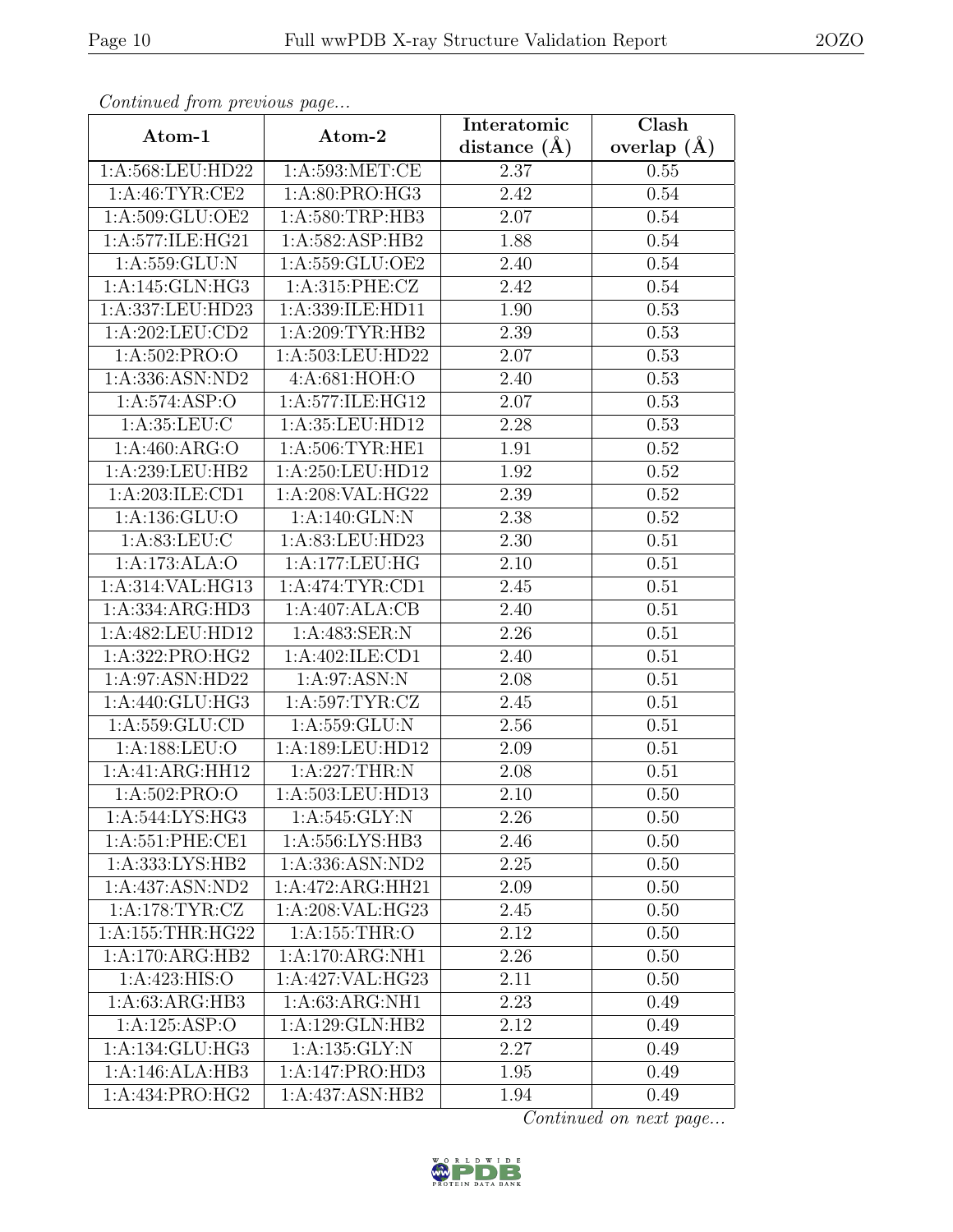*Continued from previous page...*

| Atom-1 | Atom-2 | Interatomic distance (Å) | Clash overlap (Å) |
|---|---|---|---|
| 1:A:568:LEU:HD22 | 1:A:593:MET:CE | 2.37 | 0.55 |
| 1:A:46:TYR:CE2 | 1:A:80:PRO:HG3 | 2.42 | 0.54 |
| 1:A:509:GLU:OE2 | 1:A:580:TRP:HB3 | 2.07 | 0.54 |
| 1:A:577:ILE:HG21 | 1:A:582:ASP:HB2 | 1.88 | 0.54 |
| 1:A:559:GLU:N | 1:A:559:GLU:OE2 | 2.40 | 0.54 |
| 1:A:145:GLN:HG3 | 1:A:315:PHE:CZ | 2.42 | 0.54 |
| 1:A:337:LEU:HD23 | 1:A:339:ILE:HD11 | 1.90 | 0.53 |
| 1:A:202:LEU:CD2 | 1:A:209:TYR:HB2 | 2.39 | 0.53 |
| 1:A:502:PRO:O | 1:A:503:LEU:HD22 | 2.07 | 0.53 |
| 1:A:336:ASN:ND2 | 4:A:681:HOH:O | 2.40 | 0.53 |
| 1:A:574:ASP:O | 1:A:577:ILE:HG12 | 2.07 | 0.53 |
| 1:A:35:LEU:C | 1:A:35:LEU:HD12 | 2.28 | 0.53 |
| 1:A:460:ARG:O | 1:A:506:TYR:HE1 | 1.91 | 0.52 |
| 1:A:239:LEU:HB2 | 1:A:250:LEU:HD12 | 1.92 | 0.52 |
| 1:A:203:ILE:CD1 | 1:A:208:VAL:HG22 | 2.39 | 0.52 |
| 1:A:136:GLU:O | 1:A:140:GLN:N | 2.38 | 0.52 |
| 1:A:83:LEU:C | 1:A:83:LEU:HD23 | 2.30 | 0.51 |
| 1:A:173:ALA:O | 1:A:177:LEU:HG | 2.10 | 0.51 |
| 1:A:314:VAL:HG13 | 1:A:474:TYR:CD1 | 2.45 | 0.51 |
| 1:A:334:ARG:HD3 | 1:A:407:ALA:CB | 2.40 | 0.51 |
| 1:A:482:LEU:HD12 | 1:A:483:SER:N | 2.26 | 0.51 |
| 1:A:322:PRO:HG2 | 1:A:402:ILE:CD1 | 2.40 | 0.51 |
| 1:A:97:ASN:HD22 | 1:A:97:ASN:N | 2.08 | 0.51 |
| 1:A:440:GLU:HG3 | 1:A:597:TYR:CZ | 2.45 | 0.51 |
| 1:A:559:GLU:CD | 1:A:559:GLU:N | 2.56 | 0.51 |
| 1:A:188:LEU:O | 1:A:189:LEU:HD12 | 2.09 | 0.51 |
| 1:A:41:ARG:HH12 | 1:A:227:THR:N | 2.08 | 0.51 |
| 1:A:502:PRO:O | 1:A:503:LEU:HD13 | 2.10 | 0.50 |
| 1:A:544:LYS:HG3 | 1:A:545:GLY:N | 2.26 | 0.50 |
| 1:A:551:PHE:CE1 | 1:A:556:LYS:HB3 | 2.46 | 0.50 |
| 1:A:333:LYS:HB2 | 1:A:336:ASN:ND2 | 2.25 | 0.50 |
| 1:A:437:ASN:ND2 | 1:A:472:ARG:HH21 | 2.09 | 0.50 |
| 1:A:178:TYR:CZ | 1:A:208:VAL:HG23 | 2.45 | 0.50 |
| 1:A:155:THR:HG22 | 1:A:155:THR:O | 2.12 | 0.50 |
| 1:A:170:ARG:HB2 | 1:A:170:ARG:NH1 | 2.26 | 0.50 |
| 1:A:423:HIS:O | 1:A:427:VAL:HG23 | 2.11 | 0.50 |
| 1:A:63:ARG:HB3 | 1:A:63:ARG:NH1 | 2.23 | 0.49 |
| 1:A:125:ASP:O | 1:A:129:GLN:HB2 | 2.12 | 0.49 |
| 1:A:134:GLU:HG3 | 1:A:135:GLY:N | 2.27 | 0.49 |
| 1:A:146:ALA:HB3 | 1:A:147:PRO:HD3 | 1.95 | 0.49 |
| 1:A:434:PRO:HG2 | 1:A:437:ASN:HB2 | 1.94 | 0.49 |

*Continued on next page...*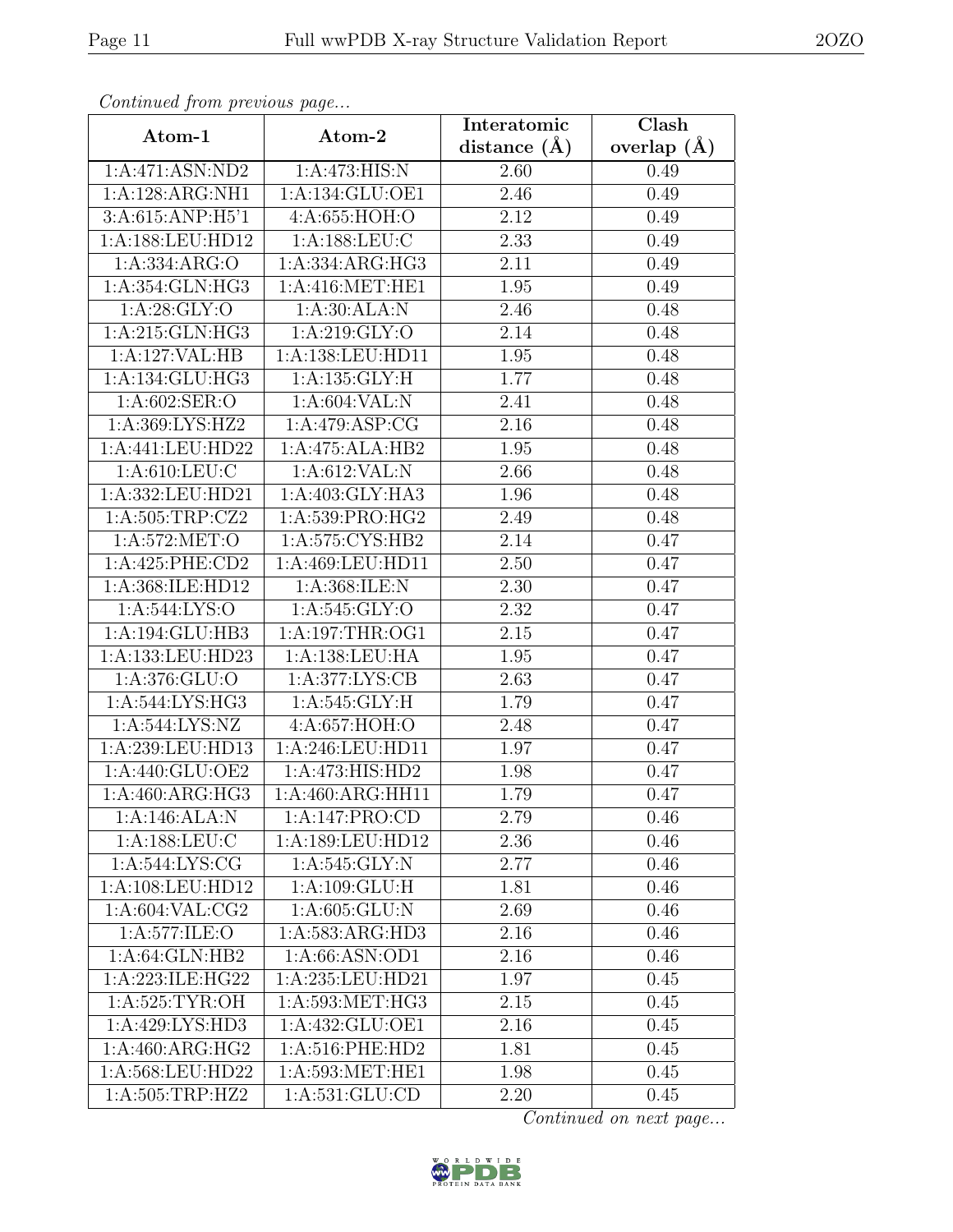*Continued from previous page...*

| Atom-1 | Atom-2 | Interatomic distance (Å) | Clash overlap (Å) |
|---|---|---|---|
| 1:A:471:ASN:ND2 | 1:A:473:HIS:N | 2.60 | 0.49 |
| 1:A:128:ARG:NH1 | 1:A:134:GLU:OE1 | 2.46 | 0.49 |
| 3:A:615:ANP:H5'1 | 4:A:655:HOH:O | 2.12 | 0.49 |
| 1:A:188:LEU:HD12 | 1:A:188:LEU:C | 2.33 | 0.49 |
| 1:A:334:ARG:O | 1:A:334:ARG:HG3 | 2.11 | 0.49 |
| 1:A:354:GLN:HG3 | 1:A:416:MET:HE1 | 1.95 | 0.49 |
| 1:A:28:GLY:O | 1:A:30:ALA:N | 2.46 | 0.48 |
| 1:A:215:GLN:HG3 | 1:A:219:GLY:O | 2.14 | 0.48 |
| 1:A:127:VAL:HB | 1:A:138:LEU:HD11 | 1.95 | 0.48 |
| 1:A:134:GLU:HG3 | 1:A:135:GLY:H | 1.77 | 0.48 |
| 1:A:602:SER:O | 1:A:604:VAL:N | 2.41 | 0.48 |
| 1:A:369:LYS:HZ2 | 1:A:479:ASP:CG | 2.16 | 0.48 |
| 1:A:441:LEU:HD22 | 1:A:475:ALA:HB2 | 1.95 | 0.48 |
| 1:A:610:LEU:C | 1:A:612:VAL:N | 2.66 | 0.48 |
| 1:A:332:LEU:HD21 | 1:A:403:GLY:HA3 | 1.96 | 0.48 |
| 1:A:505:TRP:CZ2 | 1:A:539:PRO:HG2 | 2.49 | 0.48 |
| 1:A:572:MET:O | 1:A:575:CYS:HB2 | 2.14 | 0.47 |
| 1:A:425:PHE:CD2 | 1:A:469:LEU:HD11 | 2.50 | 0.47 |
| 1:A:368:ILE:HD12 | 1:A:368:ILE:N | 2.30 | 0.47 |
| 1:A:544:LYS:O | 1:A:545:GLY:O | 2.32 | 0.47 |
| 1:A:194:GLU:HB3 | 1:A:197:THR:OG1 | 2.15 | 0.47 |
| 1:A:133:LEU:HD23 | 1:A:138:LEU:HA | 1.95 | 0.47 |
| 1:A:376:GLU:O | 1:A:377:LYS:CB | 2.63 | 0.47 |
| 1:A:544:LYS:HG3 | 1:A:545:GLY:H | 1.79 | 0.47 |
| 1:A:544:LYS:NZ | 4:A:657:HOH:O | 2.48 | 0.47 |
| 1:A:239:LEU:HD13 | 1:A:246:LEU:HD11 | 1.97 | 0.47 |
| 1:A:440:GLU:OE2 | 1:A:473:HIS:HD2 | 1.98 | 0.47 |
| 1:A:460:ARG:HG3 | 1:A:460:ARG:HH11 | 1.79 | 0.47 |
| 1:A:146:ALA:N | 1:A:147:PRO:CD | 2.79 | 0.46 |
| 1:A:188:LEU:C | 1:A:189:LEU:HD12 | 2.36 | 0.46 |
| 1:A:544:LYS:CG | 1:A:545:GLY:N | 2.77 | 0.46 |
| 1:A:108:LEU:HD12 | 1:A:109:GLU:H | 1.81 | 0.46 |
| 1:A:604:VAL:CG2 | 1:A:605:GLU:N | 2.69 | 0.46 |
| 1:A:577:ILE:O | 1:A:583:ARG:HD3 | 2.16 | 0.46 |
| 1:A:64:GLN:HB2 | 1:A:66:ASN:OD1 | 2.16 | 0.46 |
| 1:A:223:ILE:HG22 | 1:A:235:LEU:HD21 | 1.97 | 0.45 |
| 1:A:525:TYR:OH | 1:A:593:MET:HG3 | 2.15 | 0.45 |
| 1:A:429:LYS:HD3 | 1:A:432:GLU:OE1 | 2.16 | 0.45 |
| 1:A:460:ARG:HG2 | 1:A:516:PHE:HD2 | 1.81 | 0.45 |
| 1:A:568:LEU:HD22 | 1:A:593:MET:HE1 | 1.98 | 0.45 |
| 1:A:505:TRP:HZ2 | 1:A:531:GLU:CD | 2.20 | 0.45 |

*Continued on next page...*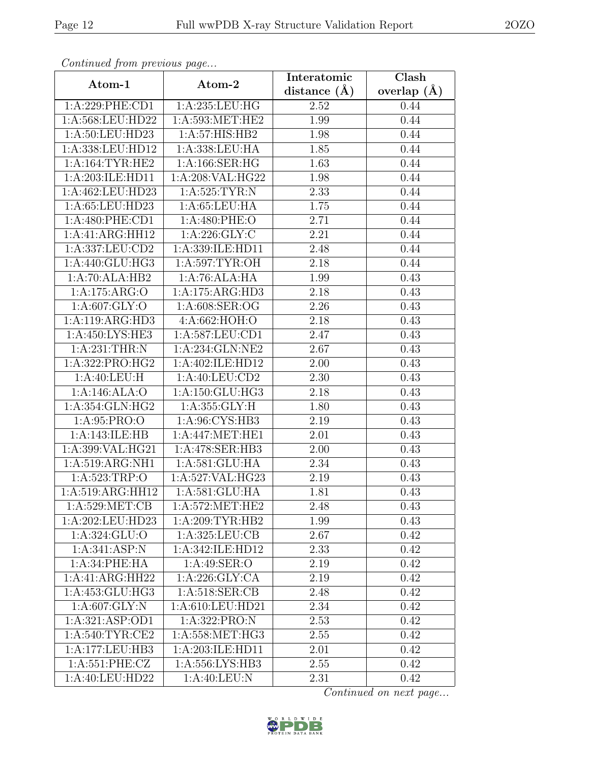*Continued from previous page...*

| Atom-1 | Atom-2 | Interatomic distance (Å) | Clash overlap (Å) |
|---|---|---|---|
| 1:A:229:PHE:CD1 | 1:A:235:LEU:HG | 2.52 | 0.44 |
| 1:A:568:LEU:HD22 | 1:A:593:MET:HE2 | 1.99 | 0.44 |
| 1:A:50:LEU:HD23 | 1:A:57:HIS:HB2 | 1.98 | 0.44 |
| 1:A:338:LEU:HD12 | 1:A:338:LEU:HA | 1.85 | 0.44 |
| 1:A:164:TYR:HE2 | 1:A:166:SER:HG | 1.63 | 0.44 |
| 1:A:203:ILE:HD11 | 1:A:208:VAL:HG22 | 1.98 | 0.44 |
| 1:A:462:LEU:HD23 | 1:A:525:TYR:N | 2.33 | 0.44 |
| 1:A:65:LEU:HD23 | 1:A:65:LEU:HA | 1.75 | 0.44 |
| 1:A:480:PHE:CD1 | 1:A:480:PHE:O | 2.71 | 0.44 |
| 1:A:41:ARG:HH12 | 1:A:226:GLY:C | 2.21 | 0.44 |
| 1:A:337:LEU:CD2 | 1:A:339:ILE:HD11 | 2.48 | 0.44 |
| 1:A:440:GLU:HG3 | 1:A:597:TYR:OH | 2.18 | 0.44 |
| 1:A:70:ALA:HB2 | 1:A:76:ALA:HA | 1.99 | 0.43 |
| 1:A:175:ARG:O | 1:A:175:ARG:HD3 | 2.18 | 0.43 |
| 1:A:607:GLY:O | 1:A:608:SER:OG | 2.26 | 0.43 |
| 1:A:119:ARG:HD3 | 4:A:662:HOH:O | 2.18 | 0.43 |
| 1:A:450:LYS:HE3 | 1:A:587:LEU:CD1 | 2.47 | 0.43 |
| 1:A:231:THR:N | 1:A:234:GLN:NE2 | 2.67 | 0.43 |
| 1:A:322:PRO:HG2 | 1:A:402:ILE:HD12 | 2.00 | 0.43 |
| 1:A:40:LEU:H | 1:A:40:LEU:CD2 | 2.30 | 0.43 |
| 1:A:146:ALA:O | 1:A:150:GLU:HG3 | 2.18 | 0.43 |
| 1:A:354:GLN:HG2 | 1:A:355:GLY:H | 1.80 | 0.43 |
| 1:A:95:PRO:O | 1:A:96:CYS:HB3 | 2.19 | 0.43 |
| 1:A:143:ILE:HB | 1:A:447:MET:HE1 | 2.01 | 0.43 |
| 1:A:399:VAL:HG21 | 1:A:478:SER:HB3 | 2.00 | 0.43 |
| 1:A:519:ARG:NH1 | 1:A:581:GLU:HA | 2.34 | 0.43 |
| 1:A:523:TRP:O | 1:A:527:VAL:HG23 | 2.19 | 0.43 |
| 1:A:519:ARG:HH12 | 1:A:581:GLU:HA | 1.81 | 0.43 |
| 1:A:529:MET:CB | 1:A:572:MET:HE2 | 2.48 | 0.43 |
| 1:A:202:LEU:HD23 | 1:A:209:TYR:HB2 | 1.99 | 0.43 |
| 1:A:324:GLU:O | 1:A:325:LEU:CB | 2.67 | 0.42 |
| 1:A:341:ASP:N | 1:A:342:ILE:HD12 | 2.33 | 0.42 |
| 1:A:34:PHE:HA | 1:A:49:SER:O | 2.19 | 0.42 |
| 1:A:41:ARG:HH22 | 1:A:226:GLY:CA | 2.19 | 0.42 |
| 1:A:453:GLU:HG3 | 1:A:518:SER:CB | 2.48 | 0.42 |
| 1:A:607:GLY:N | 1:A:610:LEU:HD21 | 2.34 | 0.42 |
| 1:A:321:ASP:OD1 | 1:A:322:PRO:N | 2.53 | 0.42 |
| 1:A:540:TYR:CE2 | 1:A:558:MET:HG3 | 2.55 | 0.42 |
| 1:A:177:LEU:HB3 | 1:A:203:ILE:HD11 | 2.01 | 0.42 |
| 1:A:551:PHE:CZ | 1:A:556:LYS:HB3 | 2.55 | 0.42 |
| 1:A:40:LEU:HD22 | 1:A:40:LEU:N | 2.31 | 0.42 |

*Continued on next page...*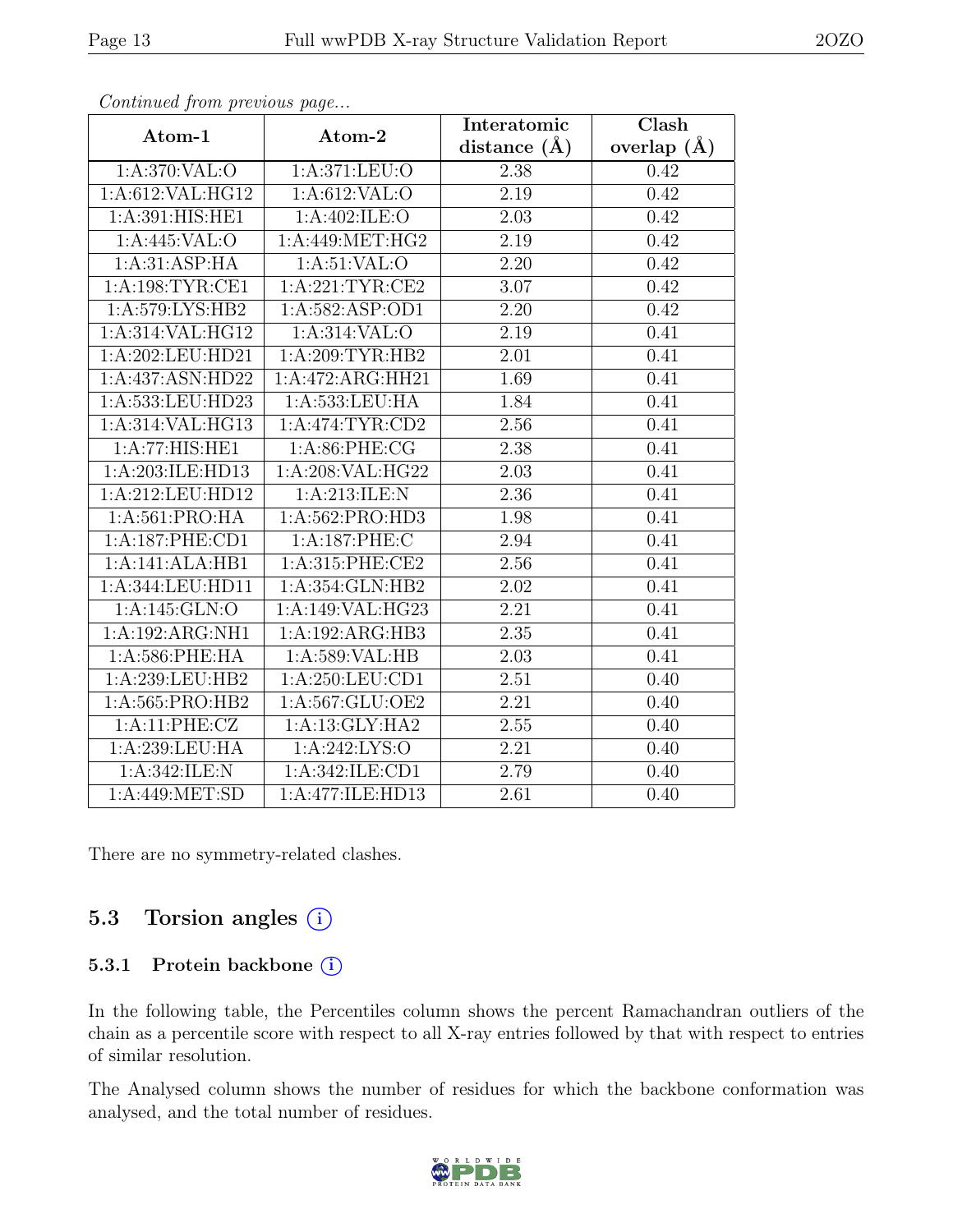*Continued from previous page...*

| Atom-1 | Atom-2 | Interatomic distance (Å) | Clash overlap (Å) |
|---|---|---|---|
| 1:A:370:VAL:O | 1:A:371:LEU:O | 2.38 | 0.42 |
| 1:A:612:VAL:HG12 | 1:A:612:VAL:O | 2.19 | 0.42 |
| 1:A:391:HIS:HE1 | 1:A:402:ILE:O | 2.03 | 0.42 |
| 1:A:445:VAL:O | 1:A:449:MET:HG2 | 2.19 | 0.42 |
| 1:A:31:ASP:HA | 1:A:51:VAL:O | 2.20 | 0.42 |
| 1:A:198:TYR:CE1 | 1:A:221:TYR:CE2 | 3.07 | 0.42 |
| 1:A:579:LYS:HB2 | 1:A:582:ASP:OD1 | 2.20 | 0.42 |
| 1:A:314:VAL:HG12 | 1:A:314:VAL:O | 2.19 | 0.41 |
| 1:A:202:LEU:HD21 | 1:A:209:TYR:HB2 | 2.01 | 0.41 |
| 1:A:437:ASN:HD22 | 1:A:472:ARG:HH21 | 1.69 | 0.41 |
| 1:A:533:LEU:HD23 | 1:A:533:LEU:HA | 1.84 | 0.41 |
| 1:A:314:VAL:HG13 | 1:A:474:TYR:CD2 | 2.56 | 0.41 |
| 1:A:77:HIS:HE1 | 1:A:86:PHE:CG | 2.38 | 0.41 |
| 1:A:203:ILE:HD13 | 1:A:208:VAL:HG22 | 2.03 | 0.41 |
| 1:A:212:LEU:HD12 | 1:A:213:ILE:N | 2.36 | 0.41 |
| 1:A:561:PRO:HA | 1:A:562:PRO:HD3 | 1.98 | 0.41 |
| 1:A:187:PHE:CD1 | 1:A:187:PHE:C | 2.94 | 0.41 |
| 1:A:141:ALA:HB1 | 1:A:315:PHE:CE2 | 2.56 | 0.41 |
| 1:A:344:LEU:HD11 | 1:A:354:GLN:HB2 | 2.02 | 0.41 |
| 1:A:145:GLN:O | 1:A:149:VAL:HG23 | 2.21 | 0.41 |
| 1:A:192:ARG:NH1 | 1:A:192:ARG:HB3 | 2.35 | 0.41 |
| 1:A:586:PHE:HA | 1:A:589:VAL:HB | 2.03 | 0.41 |
| 1:A:239:LEU:HB2 | 1:A:250:LEU:CD1 | 2.51 | 0.40 |
| 1:A:565:PRO:HB2 | 1:A:567:GLU:OE2 | 2.21 | 0.40 |
| 1:A:11:PHE:CZ | 1:A:13:GLY:HA2 | 2.55 | 0.40 |
| 1:A:239:LEU:HA | 1:A:242:LYS:O | 2.21 | 0.40 |
| 1:A:342:ILE:N | 1:A:342:ILE:CD1 | 2.79 | 0.40 |
| 1:A:449:MET:SD | 1:A:477:ILE:HD13 | 2.61 | 0.40 |

There are no symmetry-related clashes.

## 5.3 Torsion angles (i)

### 5.3.1 Protein backbone (i)

In the following table, the Percentiles column shows the percent Ramachandran outliers of the chain as a percentile score with respect to all X-ray entries followed by that with respect to entries of similar resolution.

The Analysed column shows the number of residues for which the backbone conformation was analysed, and the total number of residues.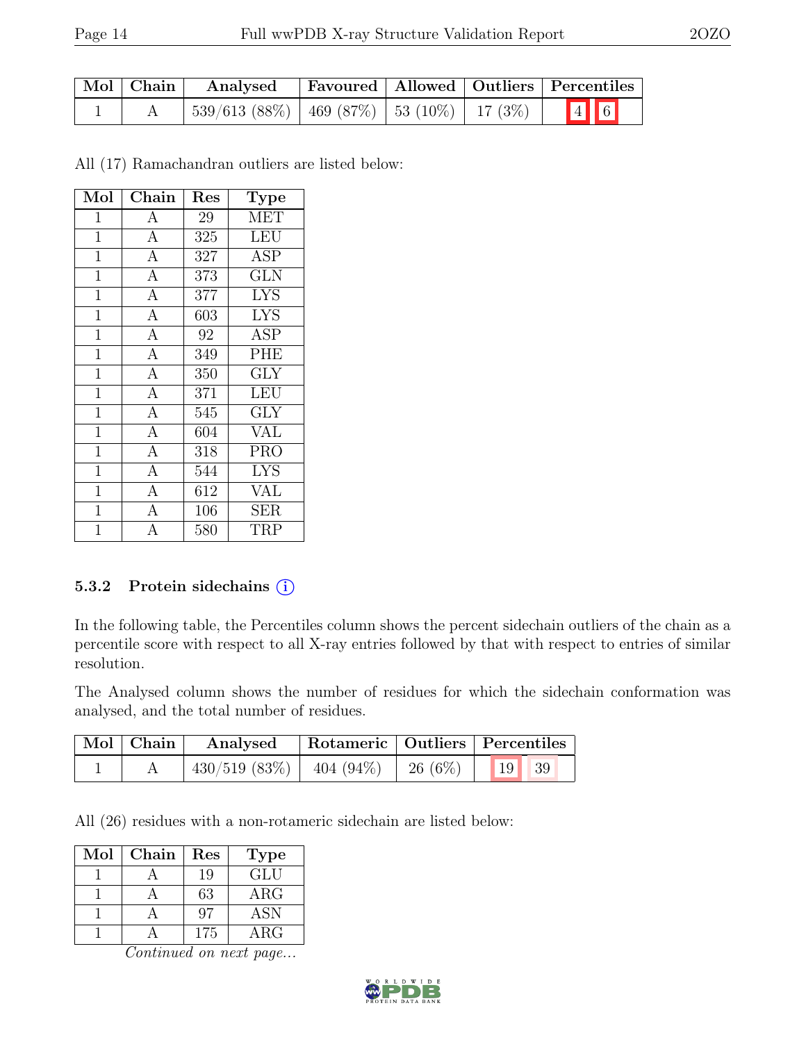| Mol | Chain | Analysed | Favoured | Allowed | Outliers | Percentiles | |
|---|---|---|---|---|---|---|---|
| 1 | A | 539/613 (88%) | 469 (87%) | 53 (10%) | 17 (3%) | 4 | 6 |

All (17) Ramachandran outliers are listed below:

| Mol | Chain | Res | Type |
|---|---|---|---|
| 1 | A | 29 | MET |
| 1 | A | 325 | LEU |
| 1 | A | 327 | ASP |
| 1 | A | 373 | GLN |
| 1 | A | 377 | LYS |
| 1 | A | 603 | LYS |
| 1 | A | 92 | ASP |
| 1 | A | 349 | PHE |
| 1 | A | 350 | GLY |
| 1 | A | 371 | LEU |
| 1 | A | 545 | GLY |
| 1 | A | 604 | VAL |
| 1 | A | 318 | PRO |
| 1 | A | 544 | LYS |
| 1 | A | 612 | VAL |
| 1 | A | 106 | SER |
| 1 | A | 580 | TRP |

### 5.3.2 Protein sidechains

In the following table, the Percentiles column shows the percent sidechain outliers of the chain as a percentile score with respect to all X-ray entries followed by that with respect to entries of similar resolution.

The Analysed column shows the number of residues for which the sidechain conformation was analysed, and the total number of residues.

| Mol | Chain | Analysed | Rotameric | Outliers | Percentiles | |
|---|---|---|---|---|---|---|
| 1 | A | 430/519 (83%) | 404 (94%) | 26 (6%) | 19 | 39 |

All (26) residues with a non-rotameric sidechain are listed below:

| Mol | Chain | Res | Type |
|---|---|---|---|
| 1 | A | 19 | GLU |
| 1 | A | 63 | ARG |
| 1 | A | 97 | ASN |
| 1 | A | 175 | ARG |

*Continued on next page...*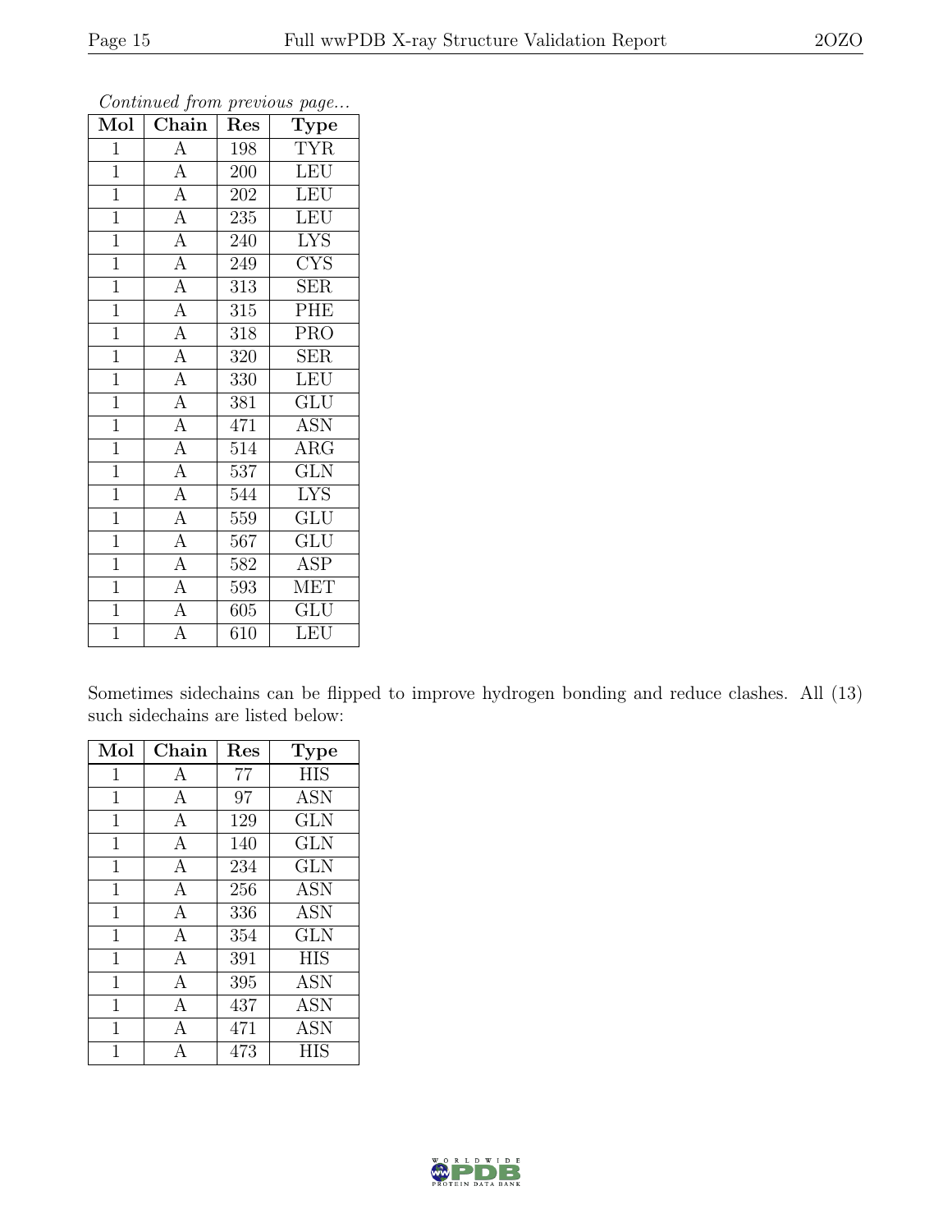*Continued from previous page...*

| Mol | Chain | Res | Type |
|---|---|---|---|
| 1 | A | 198 | TYR |
| 1 | A | 200 | LEU |
| 1 | A | 202 | LEU |
| 1 | A | 235 | LEU |
| 1 | A | 240 | LYS |
| 1 | A | 249 | CYS |
| 1 | A | 313 | SER |
| 1 | A | 315 | PHE |
| 1 | A | 318 | PRO |
| 1 | A | 320 | SER |
| 1 | A | 330 | LEU |
| 1 | A | 381 | GLU |
| 1 | A | 471 | ASN |
| 1 | A | 514 | ARG |
| 1 | A | 537 | GLN |
| 1 | A | 544 | LYS |
| 1 | A | 559 | GLU |
| 1 | A | 567 | GLU |
| 1 | A | 582 | ASP |
| 1 | A | 593 | MET |
| 1 | A | 605 | GLU |
| 1 | A | 610 | LEU |

Sometimes sidechains can be flipped to improve hydrogen bonding and reduce clashes. All (13) such sidechains are listed below:

| Mol | Chain | Res | Type |
|---|---|---|---|
| 1 | A | 77 | HIS |
| 1 | A | 97 | ASN |
| 1 | A | 129 | GLN |
| 1 | A | 140 | GLN |
| 1 | A | 234 | GLN |
| 1 | A | 256 | ASN |
| 1 | A | 336 | ASN |
| 1 | A | 354 | GLN |
| 1 | A | 391 | HIS |
| 1 | A | 395 | ASN |
| 1 | A | 437 | ASN |
| 1 | A | 471 | ASN |
| 1 | A | 473 | HIS |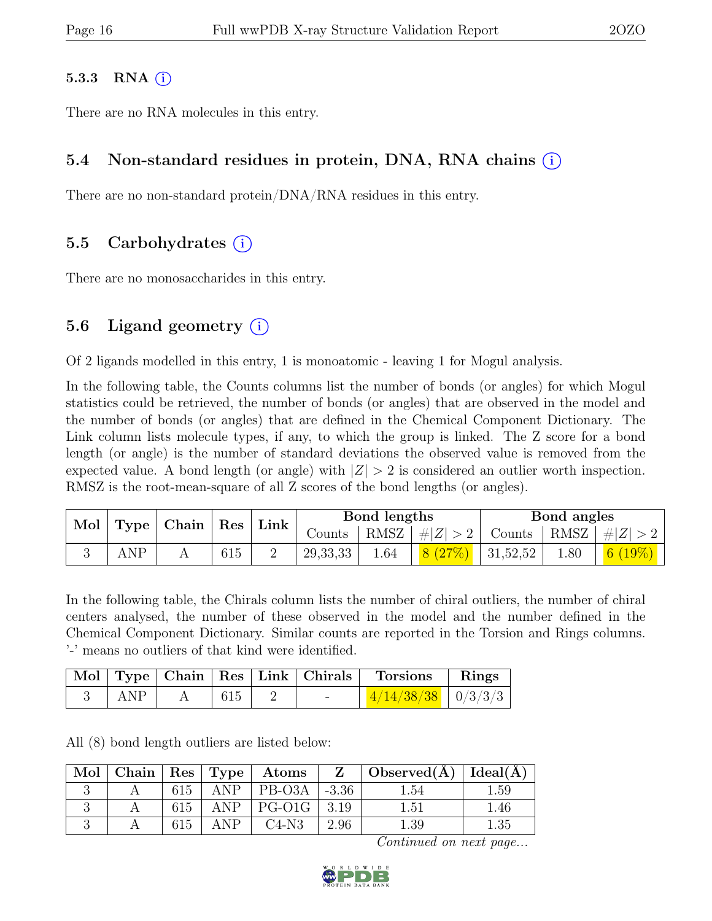### 5.3.3 RNA (i)

There are no RNA molecules in this entry.

## 5.4 Non-standard residues in protein, DNA, RNA chains (i)

There are no non-standard protein/DNA/RNA residues in this entry.

## 5.5 Carbohydrates (i)

There are no monosaccharides in this entry.

## 5.6 Ligand geometry (i)

Of 2 ligands modelled in this entry, 1 is monoatomic - leaving 1 for Mogul analysis.

In the following table, the Counts columns list the number of bonds (or angles) for which Mogul statistics could be retrieved, the number of bonds (or angles) that are observed in the model and the number of bonds (or angles) that are defined in the Chemical Component Dictionary. The Link column lists molecule types, if any, to which the group is linked. The Z score for a bond length (or angle) is the number of standard deviations the observed value is removed from the expected value. A bond length (or angle) with $|Z| > 2$ is considered an outlier worth inspection. RMSZ is the root-mean-square of all Z scores of the bond lengths (or angles).

| Mol | Type | Chain | Res | Link | Bond lengths | | | Bond angles | | |
|---|---|---|---|---|---|---|---|---|---|---|
| | | | | | Counts | RMSZ | $\#\|Z\| > 2$ | Counts | RMSZ | $\#\|Z\| > 2$ |
| 3 | ANP | A | 615 | 2 | 29,33,33 | 1.64 | 8 (27%) | 31,52,52 | 1.80 | 6 (19%) |

In the following table, the Chirals column lists the number of chiral outliers, the number of chiral centers analysed, the number of these observed in the model and the number defined in the Chemical Component Dictionary. Similar counts are reported in the Torsion and Rings columns. '-' means no outliers of that kind were identified.

| Mol | Type | Chain | Res | Link | Chirals | Torsions | Rings |
|---|---|---|---|---|---|---|---|
| 3 | ANP | A | 615 | 2 | - | 4/14/38/38 | 0/3/3/3 |

All (8) bond length outliers are listed below:

| Mol | Chain | Res | Type | Atoms | Z | Observed(Å) | Ideal(Å) |
|---|---|---|---|---|---|---|---|
| 3 | A | 615 | ANP | PB-O3A | -3.36 | 1.54 | 1.59 |
| 3 | A | 615 | ANP | PG-O1G | 3.19 | 1.51 | 1.46 |
| 3 | A | 615 | ANP | C4-N3 | 2.96 | 1.39 | 1.35 |

*Continued on next page...*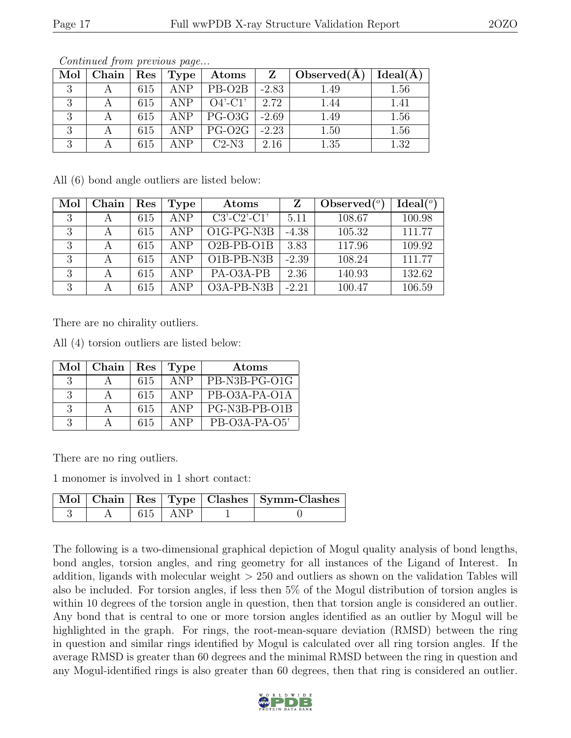*Continued from previous page...*

| Mol | Chain | Res | Type | Atoms | Z | Observed(Å) | Ideal(Å) |
|---|---|---|---|---|---|---|---|
| 3 | A | 615 | ANP | PB-O2B | -2.83 | 1.49 | 1.56 |
| 3 | A | 615 | ANP | O4'-C1' | 2.72 | 1.44 | 1.41 |
| 3 | A | 615 | ANP | PG-O3G | -2.69 | 1.49 | 1.56 |
| 3 | A | 615 | ANP | PG-O2G | -2.23 | 1.50 | 1.56 |
| 3 | A | 615 | ANP | C2-N3 | 2.16 | 1.35 | 1.32 |

All (6) bond angle outliers are listed below:

| Mol | Chain | Res | Type | Atoms | Z | Observed(°) | Ideal(°) |
|---|---|---|---|---|---|---|---|
| 3 | A | 615 | ANP | C3'-C2'-C1' | 5.11 | 108.67 | 100.98 |
| 3 | A | 615 | ANP | O1G-PG-N3B | -4.38 | 105.32 | 111.77 |
| 3 | A | 615 | ANP | O2B-PB-O1B | 3.83 | 117.96 | 109.92 |
| 3 | A | 615 | ANP | O1B-PB-N3B | -2.39 | 108.24 | 111.77 |
| 3 | A | 615 | ANP | PA-O3A-PB | 2.36 | 140.93 | 132.62 |
| 3 | A | 615 | ANP | O3A-PB-N3B | -2.21 | 100.47 | 106.59 |

There are no chirality outliers.

All (4) torsion outliers are listed below:

| Mol | Chain | Res | Type | Atoms |
|---|---|---|---|---|
| 3 | A | 615 | ANP | PB-N3B-PG-O1G |
| 3 | A | 615 | ANP | PB-O3A-PA-O1A |
| 3 | A | 615 | ANP | PG-N3B-PB-O1B |
| 3 | A | 615 | ANP | PB-O3A-PA-O5' |

There are no ring outliers.

1 monomer is involved in 1 short contact:

| Mol | Chain | Res | Type | Clashes | Symm-Clashes |
|---|---|---|---|---|---|
| 3 | A | 615 | ANP | 1 | 0 |

The following is a two-dimensional graphical depiction of Mogul quality analysis of bond lengths, bond angles, torsion angles, and ring geometry for all instances of the Ligand of Interest. In addition, ligands with molecular weight > 250 and outliers as shown on the validation Tables will also be included. For torsion angles, if less then 5% of the Mogul distribution of torsion angles is within 10 degrees of the torsion angle in question, then that torsion angle is considered an outlier. Any bond that is central to one or more torsion angles identified as an outlier by Mogul will be highlighted in the graph. For rings, the root-mean-square deviation (RMSD) between the ring in question and similar rings identified by Mogul is calculated over all ring torsion angles. If the average RMSD is greater than 60 degrees and the minimal RMSD between the ring in question and any Mogul-identified rings is also greater than 60 degrees, then that ring is considered an outlier.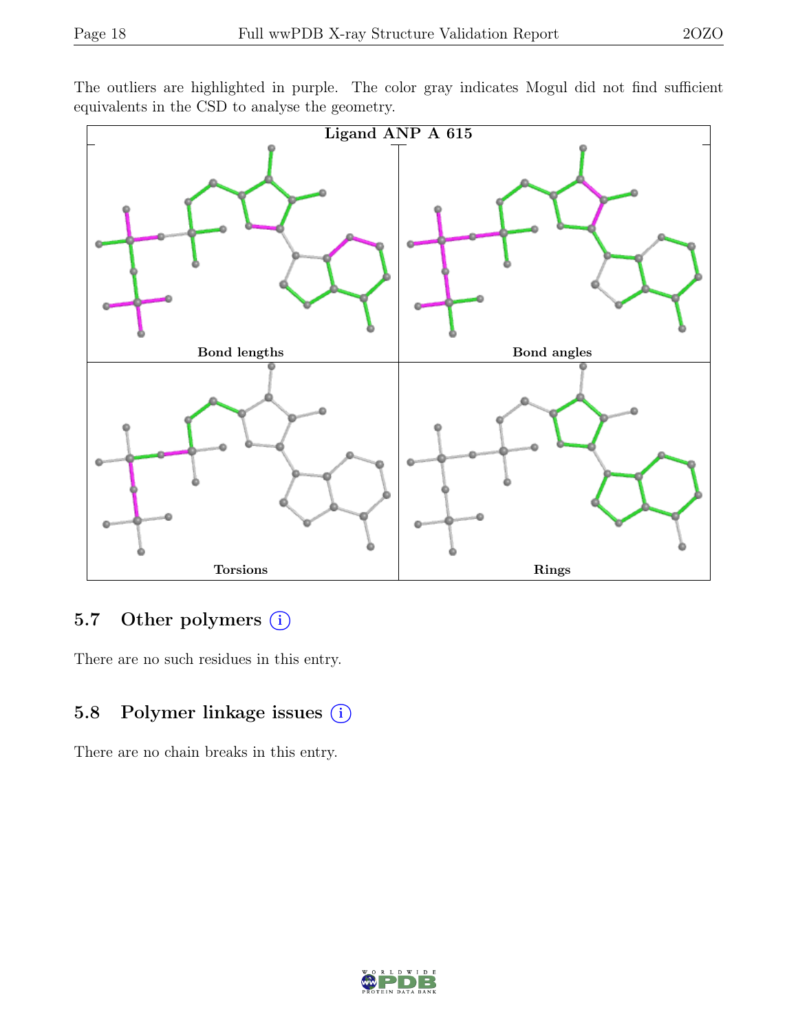The outliers are highlighted in purple. The color gray indicates Mogul did not find sufficient equivalents in the CSD to analyse the geometry.

Ligand ANP A 615

Bond lengths

Bond angles

Torsions

Rings

## 5.7 Other polymers (i)

There are no such residues in this entry.

## 5.8 Polymer linkage issues (i)

There are no chain breaks in this entry.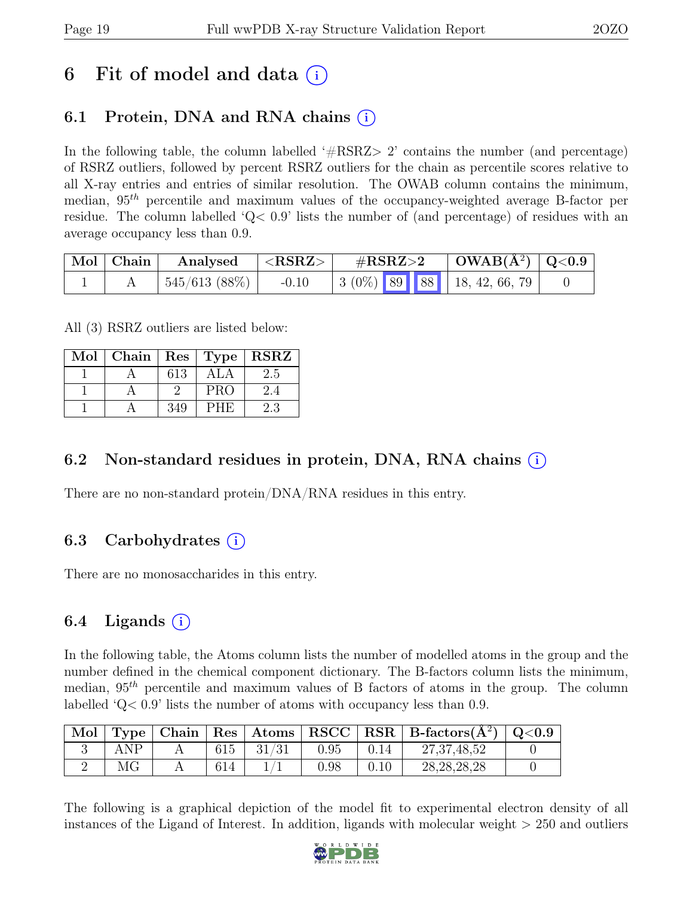# 6 Fit of model and data (i)

## 6.1 Protein, DNA and RNA chains (i)

In the following table, the column labelled '#RSRZ> 2' contains the number (and percentage) of RSRZ outliers, followed by percent RSRZ outliers for the chain as percentile scores relative to all X-ray entries and entries of similar resolution. The OWAB column contains the minimum, median, $95^{th}$ percentile and maximum values of the occupancy-weighted average B-factor per residue. The column labelled 'Q< 0.9' lists the number of (and percentage) of residues with an average occupancy less than 0.9.

| Mol | Chain | Analysed | <RSRZ> | #RSRZ>2 | | | OWAB(Å$^2$) | Q<0.9 |
|---|---|---|---|---|---|---|---|---|
| 1 | A | 545/613 (88%) | -0.10 | 3 (0%) | 89 | 88 | 18, 42, 66, 79 | 0 |

All (3) RSRZ outliers are listed below:

| Mol | Chain | Res | Type | RSRZ |
|---|---|---|---|---|
| 1 | A | 613 | ALA | 2.5 |
| 1 | A | 2 | PRO | 2.4 |
| 1 | A | 349 | PHE | 2.3 |

## 6.2 Non-standard residues in protein, DNA, RNA chains (i)

There are no non-standard protein/DNA/RNA residues in this entry.

## 6.3 Carbohydrates (i)

There are no monosaccharides in this entry.

## 6.4 Ligands (i)

In the following table, the Atoms column lists the number of modelled atoms in the group and the number defined in the chemical component dictionary. The B-factors column lists the minimum, median, $95^{th}$ percentile and maximum values of B factors of atoms in the group. The column labelled 'Q< 0.9' lists the number of atoms with occupancy less than 0.9.

| Mol | Type | Chain | Res | Atoms | RSCC | RSR | B-factors(Å$^2$) | Q<0.9 |
|---|---|---|---|---|---|---|---|---|
| 3 | ANP | A | 615 | 31/31 | 0.95 | 0.14 | 27,37,48,52 | 0 |
| 2 | MG | A | 614 | 1/1 | 0.98 | 0.10 | 28,28,28,28 | 0 |

The following is a graphical depiction of the model fit to experimental electron density of all instances of the Ligand of Interest. In addition, ligands with molecular weight > 250 and outliers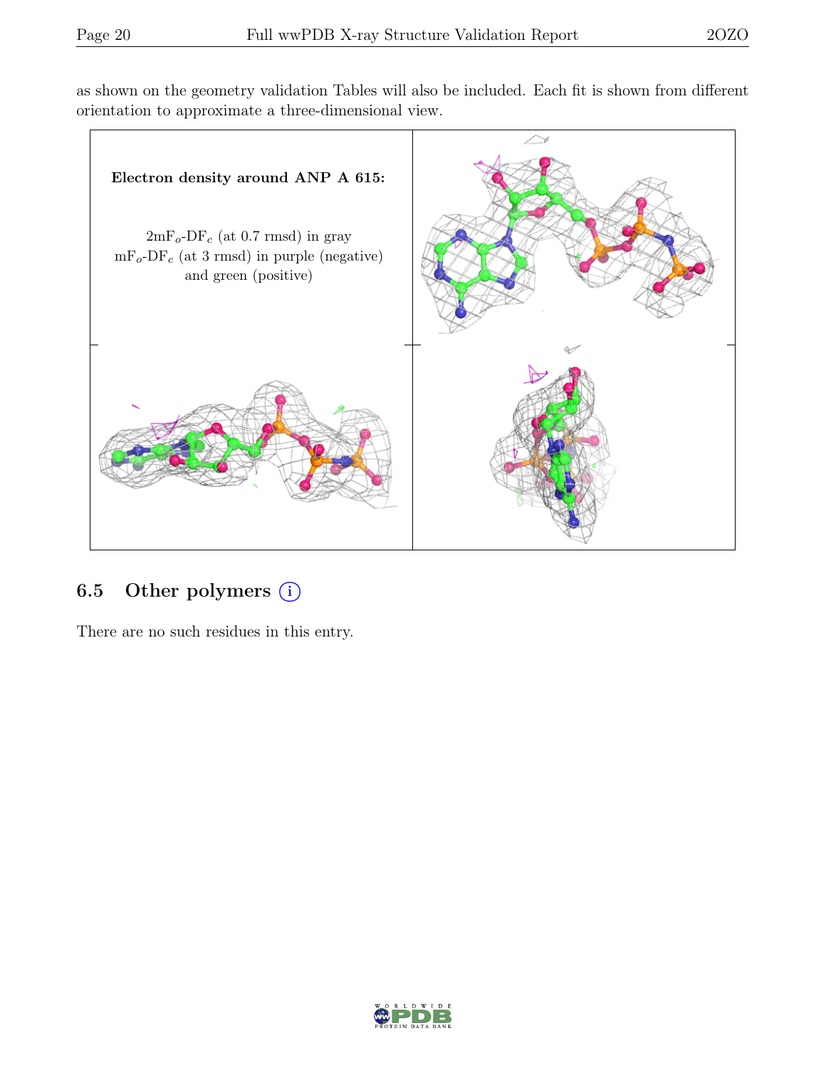as shown on the geometry validation Tables will also be included. Each fit is shown from different orientation to approximate a three-dimensional view.

**Electron density around ANP A 615:**

2mF$_o$-DF$_c$ (at 0.7 rmsd) in gray
mF$_o$-DF$_c$ (at 3 rmsd) in purple (negative)
and green (positive)

## 6.5 Other polymers

There are no such residues in this entry.